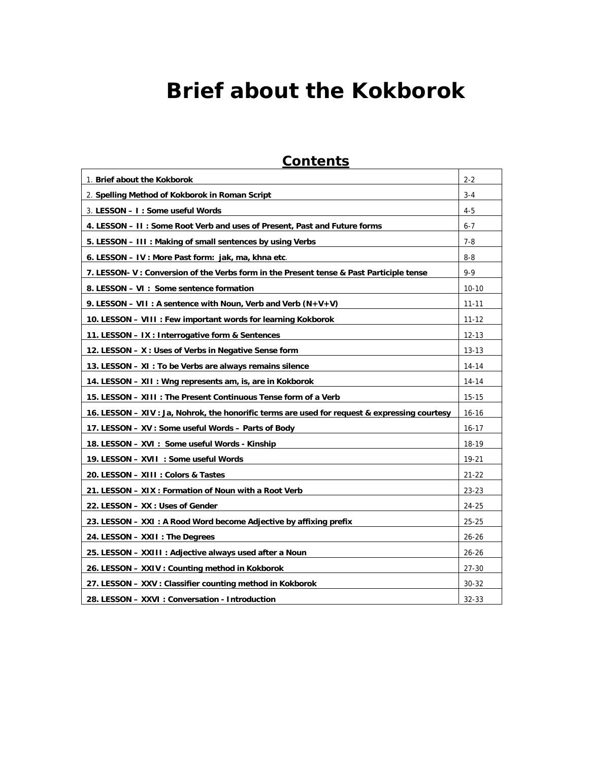# Brief about the Kokborok

## Contents

| | |
|---|---|
| 1. **Brief about the Kokborok** | 2-2 |
| 2. **Spelling Method of Kokborok in Roman Script** | 3-4 |
| 3. **LESSON – I : Some useful Words** | 4-5 |
| **4. LESSON – II : Some Root Verb and uses of Present, Past and Future forms** | 6-7 |
| **5. LESSON – III : Making of small sentences by using Verbs** | 7-8 |
| **6. LESSON – IV : More Past form: jak, ma, khna etc**. | 8-8 |
| **7. LESSON- V : Conversion of the Verbs form in the Present tense & Past Participle tense** | 9-9 |
| **8. LESSON – VI : Some sentence formation** | 10-10 |
| **9. LESSON – VII : A sentence with Noun, Verb and Verb (N+V+V)** | 11-11 |
| **10. LESSON – VIII : Few important words for learning Kokborok** | 11-12 |
| **11. LESSON – IX : Interrogative form & Sentences** | 12-13 |
| **12. LESSON – X : Uses of Verbs in Negative Sense form** | 13-13 |
| **13. LESSON – XI : To be Verbs are always remains silence** | 14-14 |
| **14. LESSON – XII : Wng represents am, is, are in Kokborok** | 14-14 |
| **15. LESSON – XIII : The Present Continuous Tense form of a Verb** | 15-15 |
| **16. LESSON – XIV : Ja, Nohrok, the honorific terms are used for request & expressing courtesy** | 16-16 |
| **17. LESSON – XV : Some useful Words – Parts of Body** | 16-17 |
| **18. LESSON – XVI : Some useful Words - Kinship** | 18-19 |
| **19. LESSON – XVII : Some useful Words** | 19-21 |
| **20. LESSON – XIII : Colors & Tastes** | 21-22 |
| **21. LESSON – XIX : Formation of Noun with a Root Verb** | 23-23 |
| **22. LESSON – XX : Uses of Gender** | 24-25 |
| **23. LESSON – XXI : A Rood Word become Adjective by affixing prefix** | 25-25 |
| **24. LESSON – XXII : The Degrees** | 26-26 |
| **25. LESSON – XXIII : Adjective always used after a Noun** | 26-26 |
| **26. LESSON – XXIV : Counting method in Kokborok** | 27-30 |
| **27. LESSON – XXV : Classifier counting method in Kokborok** | 30-32 |
| **28. LESSON – XXVI : Conversation - Introduction** | 32-33 |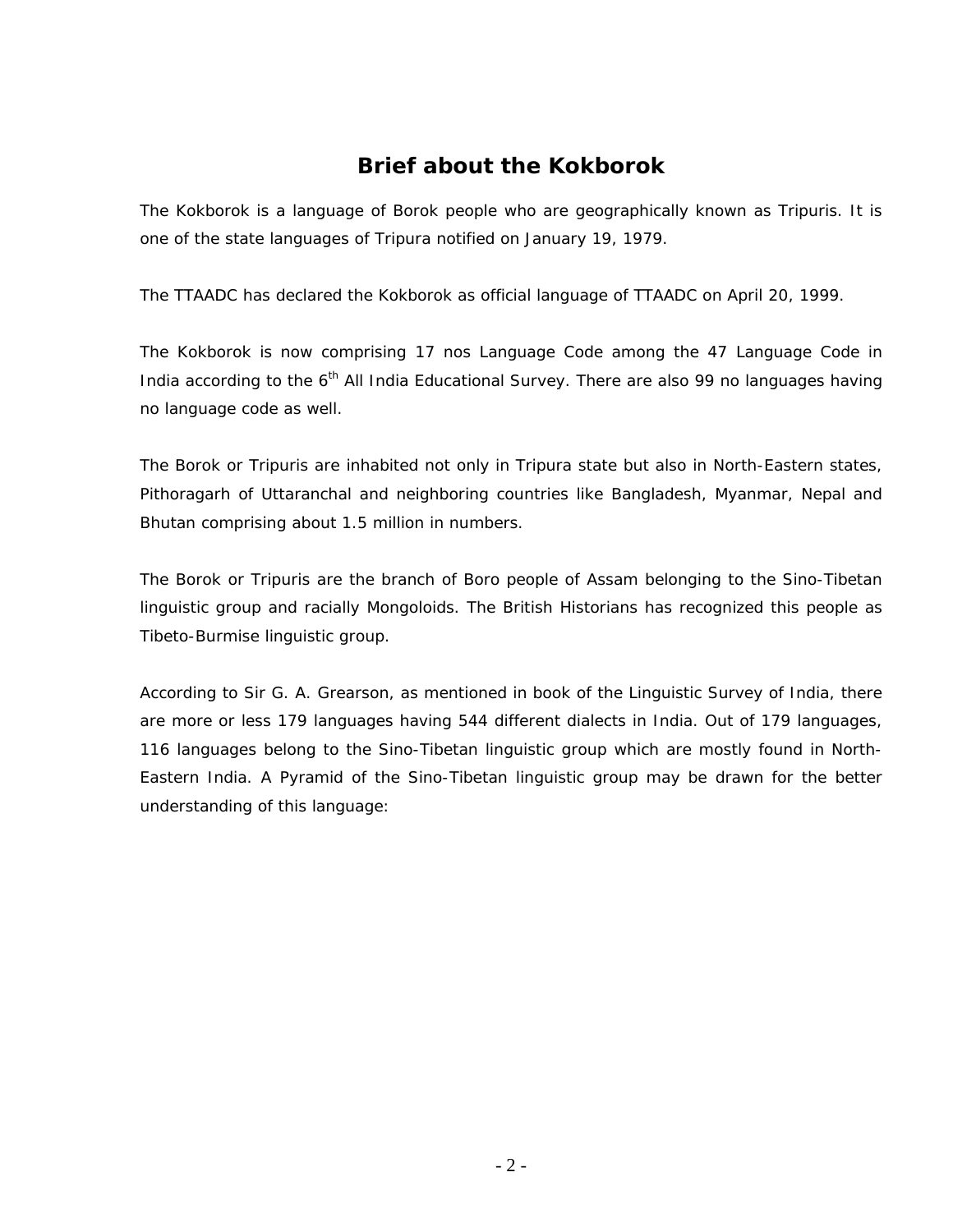# Brief about the Kokborok

The Kokborok is a language of Borok people who are geographically known as Tripuris. It is one of the state languages of Tripura notified on January 19, 1979.

The TTAADC has declared the Kokborok as official language of TTAADC on April 20, 1999.

The Kokborok is now comprising 17 nos Language Code among the 47 Language Code in India according to the 6th All India Educational Survey. There are also 99 no languages having no language code as well.

The Borok or Tripuris are inhabited not only in Tripura state but also in North-Eastern states, Pithoragarh of Uttaranchal and neighboring countries like Bangladesh, Myanmar, Nepal and Bhutan comprising about 1.5 million in numbers.

The Borok or Tripuris are the branch of Boro people of Assam belonging to the Sino-Tibetan linguistic group and racially Mongoloids. The British Historians has recognized this people as Tibeto-Burmise linguistic group.

According to Sir G. A. Grearson, as mentioned in book of the Linguistic Survey of India, there are more or less 179 languages having 544 different dialects in India. Out of 179 languages, 116 languages belong to the Sino-Tibetan linguistic group which are mostly found in North-Eastern India. A Pyramid of the Sino-Tibetan linguistic group may be drawn for the better understanding of this language: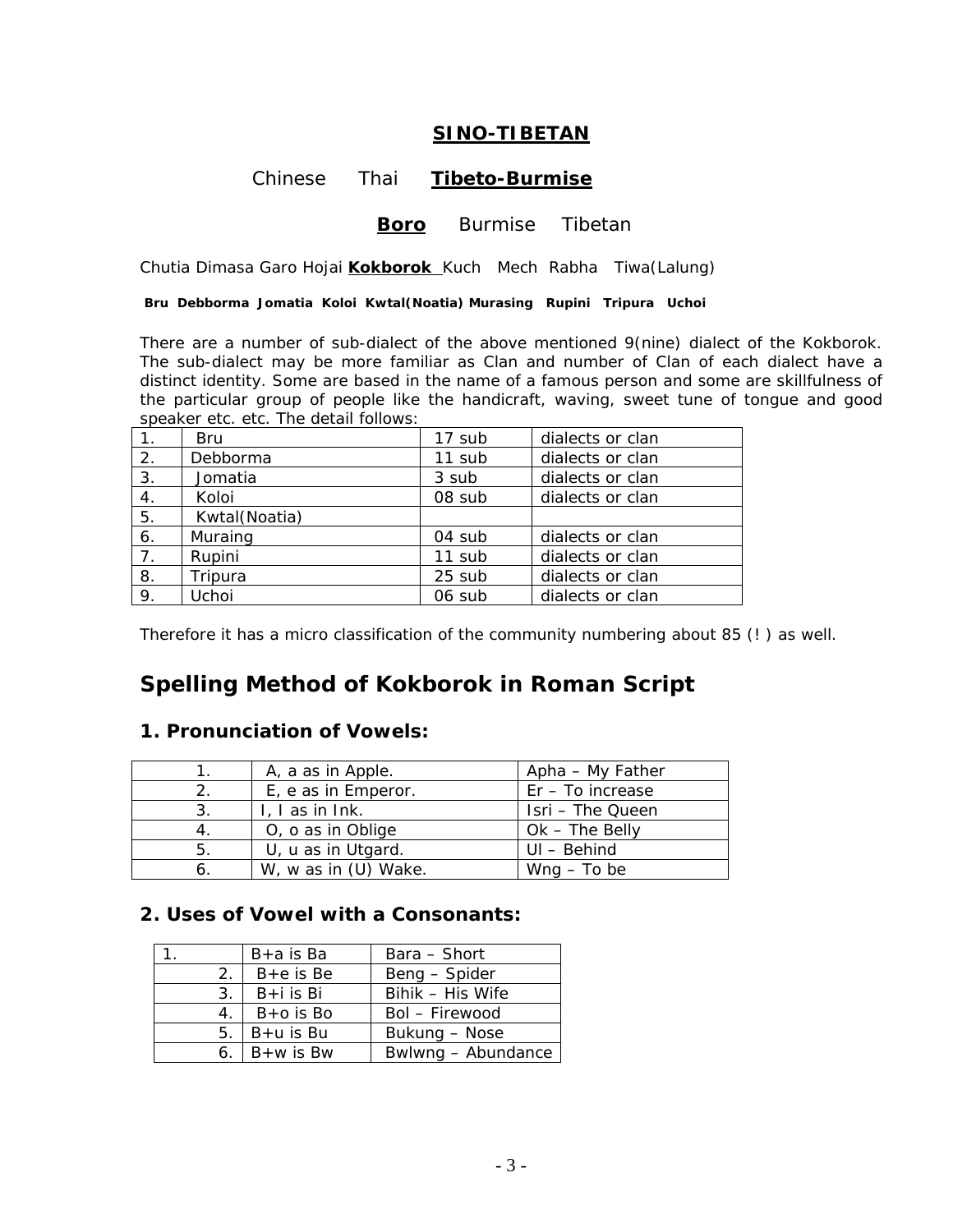**SINO-TIBETAN**

Chinese Thai **Tibeto-Burmise**

**Boro** Burmise Tibetan

Chutia Dimasa Garo Hojai **Kokborok** Kuch Mech Rabha Tiwa(Lalung)

**Bru Debborma Jomatia Koloi Kwtal(Noatia) Murasing Rupini Tripura Uchoi**

There are a number of sub-dialect of the above mentioned 9(nine) dialect of the Kokborok. The sub-dialect may be more familiar as Clan and number of Clan of each dialect have a distinct identity. Some are based in the name of a famous person and some are skillfulness of the particular group of people like the handicraft, waving, sweet tune of tongue and good speaker etc. etc. The detail follows:

| | | | |
|---|---|---|---|
| 1. | Bru | 17 sub | dialects or clan |
| 2. | Debborma | 11 sub | dialects or clan |
| 3. | Jomatia | 3 sub | dialects or clan |
| 4. | Koloi | 08 sub | dialects or clan |
| 5. | Kwtal(Noatia) | | |
| 6. | Muraing | 04 sub | dialects or clan |
| 7. | Rupini | 11 sub | dialects or clan |
| 8. | Tripura | 25 sub | dialects or clan |
| 9. | Uchoi | 06 sub | dialects or clan |

Therefore it has a micro classification of the community numbering about 85 (! ) as well.

## Spelling Method of Kokborok in Roman Script

### 1. Pronunciation of Vowels:

| | | |
|---|---|---|
| 1. | A, a as in Apple. | Apha – My Father |
| 2. | E, e as in Emperor. | Er – To increase |
| 3. | I, I as in Ink. | Isri – The Queen |
| 4. | O, o as in Oblige | Ok – The Belly |
| 5. | U, u as in Utgard. | Ul – Behind |
| 6. | W, w as in (U) Wake. | Wng – To be |

### 2. Uses of Vowel with a Consonants:

| | | |
|---|---|---|
| 1. | B+a is Ba | Bara – Short |
| 2. | B+e is Be | Beng – Spider |
| 3. | B+i is Bi | Bihik – His Wife |
| 4. | B+o is Bo | Bol – Firewood |
| 5. | B+u is Bu | Bukung – Nose |
| 6. | B+w is Bw | Bwlwng – Abundance |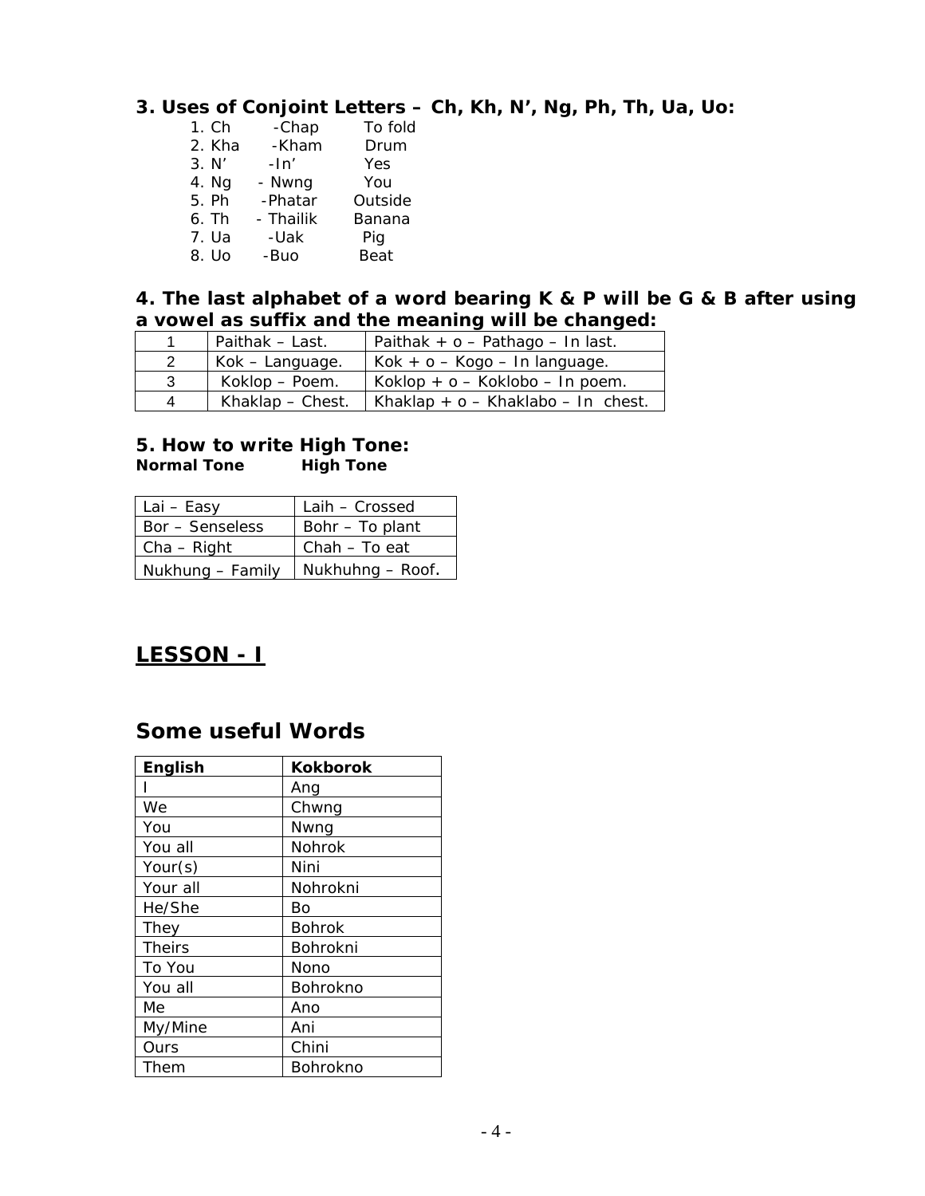### 3. Uses of Conjoint Letters – Ch, Kh, N', Ng, Ph, Th, Ua, Uo:

1. Ch -Chap To fold
2. Kha -Kham Drum
3. N' -In' Yes
4. Ng - Nwng You
5. Ph -Phatar Outside
6. Th - Thailik Banana
7. Ua -Uak Pig
8. Uo -Buo Beat

### 4. The last alphabet of a word bearing K & P will be G & B after using a vowel as suffix and the meaning will be changed:

| | | |
|---|---|---|
| 1 | Paithak – Last. | Paithak + o – Pathago – In last. |
| 2 | Kok – Language. | Kok + o – Kogo – In language. |
| 3 | Koklop – Poem. | Koklop + o – Koklobo – In poem. |
| 4 | Khaklap – Chest. | Khaklap + o – Khaklabo – In chest. |

### 5. How to write High Tone:

| **Normal Tone** | **High Tone** |
|---|---|
| Lai – Easy | Laih – Crossed |
| Bor – Senseless | Bohr – To plant |
| Cha – Right | Chah – To eat |
| Nukhung – Family | Nukhuhng – Roof. |

## LESSON - I

## Some useful Words

| English | Kokborok |
|---|---|
| I | Ang |
| We | Chwng |
| You | Nwng |
| You all | Nohrok |
| Your(s) | Nini |
| Your all | Nohrokni |
| He/She | Bo |
| They | Bohrok |
| Theirs | Bohrokni |
| To You | Nono |
| You all | Bohrokno |
| Me | Ano |
| My/Mine | Ani |
| Ours | Chini |
| Them | Bohrokno |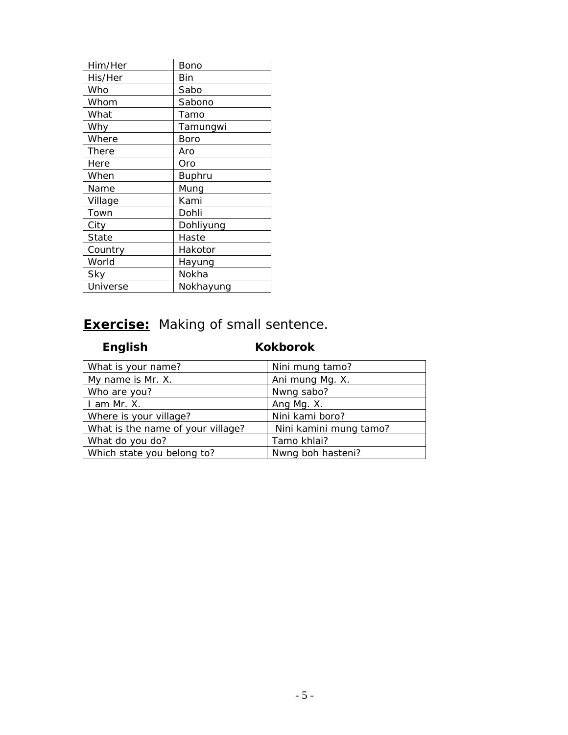| Him/Her | Bono |
|---|---|
| His/Her | Bin |
| Who | Sabo |
| Whom | Sabono |
| What | Tamo |
| Why | Tamungwi |
| Where | Boro |
| There | Aro |
| Here | Oro |
| When | Buphru |
| Name | Mung |
| Village | Kami |
| Town | Dohli |
| City | Dohliyung |
| State | Haste |
| Country | Hakotor |
| World | Hayung |
| Sky | Nokha |
| Universe | Nokhayung |

## **Exercise:** Making of small sentence.

| **English** | **Kokborok** |
|---|---|
| What is your name? | Nini mung tamo? |
| My name is Mr. X. | Ani mung Mg. X. |
| Who are you? | Nwng sabo? |
| I am Mr. X. | Ang Mg. X. |
| Where is your village? | Nini kami boro? |
| What is the name of your village? | Nini kamini mung tamo? |
| What do you do? | Tamo khlai? |
| Which state you belong to? | Nwng boh hasteni? |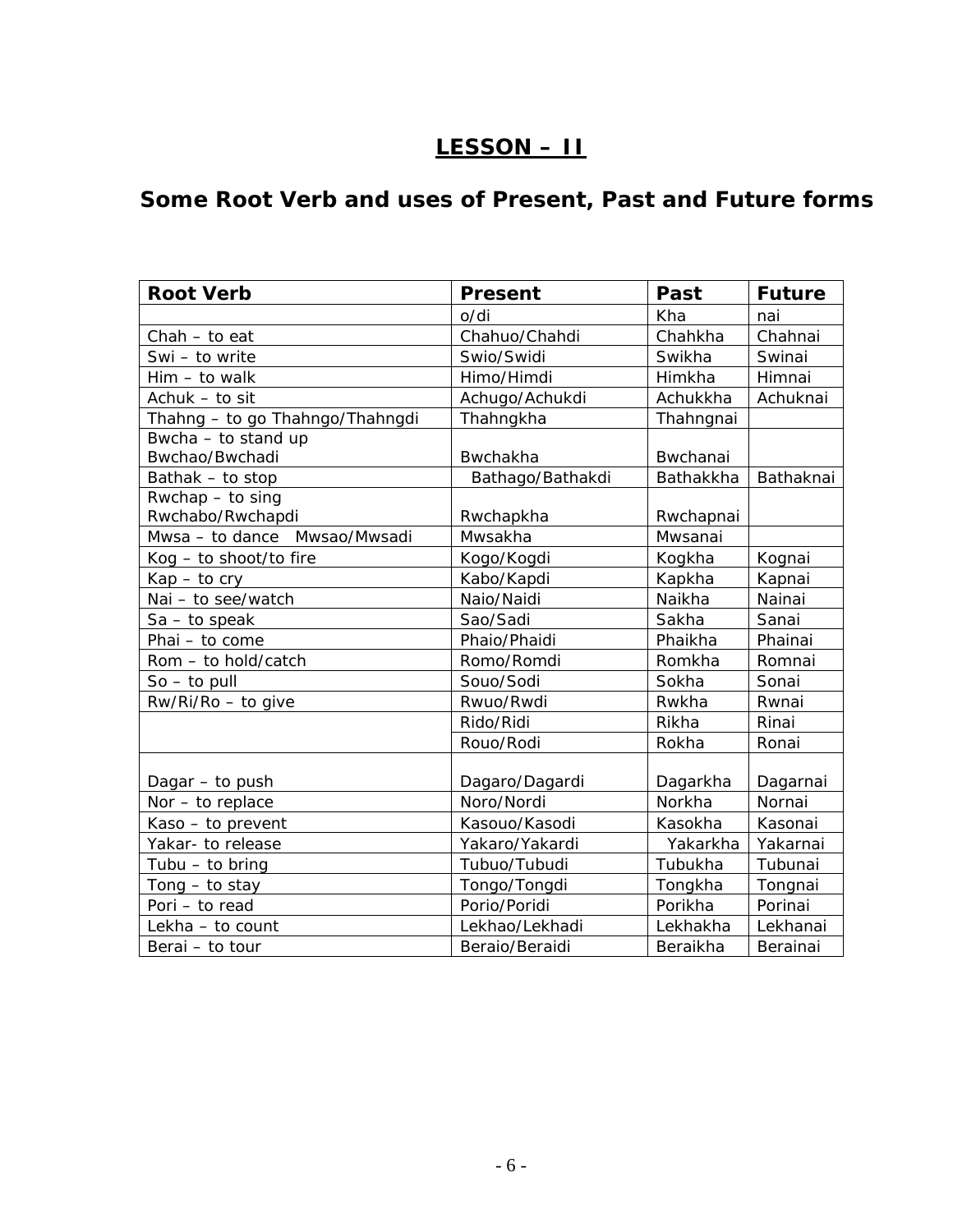# LESSON – II

## Some Root Verb and uses of Present, Past and Future forms

| Root Verb | Present | Past | Future |
|---|---|---|---|
| | o/di | Kha | nai |
| Chah – to eat | Chahuo/Chahdi | Chahkha | Chahnai |
| Swi – to write | Swio/Swidi | Swikha | Swinai |
| Him – to walk | Himo/Himdi | Himkha | Himnai |
| Achuk – to sit | Achugo/Achukdi | Achukkha | Achuknai |
| Thahng – to go Thahngo/Thahngdi | Thahngkha | Thahngnai | |
| Bwcha – to stand up Bwchao/Bwchadi | Bwchakha | Bwchanai | |
| Bathak – to stop | Bathago/Bathakdi | Bathakkha | Bathaknai |
| Rwchap – to sing Rwchabo/Rwchapdi | Rwchapkha | Rwchapnai | |
| Mwsa – to dance Mwsao/Mwsadi | Mwsakha | Mwsanai | |
| Kog – to shoot/to fire | Kogo/Kogdi | Kogkha | Kognai |
| Kap – to cry | Kabo/Kapdi | Kapkha | Kapnai |
| Nai – to see/watch | Naio/Naidi | Naikha | Nainai |
| Sa – to speak | Sao/Sadi | Sakha | Sanai |
| Phai – to come | Phaio/Phaidi | Phaikha | Phainai |
| Rom – to hold/catch | Romo/Romdi | Romkha | Romnai |
| So – to pull | Souo/Sodi | Sokha | Sonai |
| Rw/Ri/Ro – to give | Rwuo/Rwdi | Rwkha | Rwnai |
| | Rido/Ridi | Rikha | Rinai |
| | Rouo/Rodi | Rokha | Ronai |
| Dagar – to push | Dagaro/Dagardi | Dagarkha | Dagarnai |
| Nor – to replace | Noro/Nordi | Norkha | Nornai |
| Kaso – to prevent | Kasouo/Kasodi | Kasokha | Kasonai |
| Yakar- to release | Yakaro/Yakardi | Yakarkha | Yakarnai |
| Tubu – to bring | Tubuo/Tubudi | Tubukha | Tubunai |
| Tong – to stay | Tongo/Tongdi | Tongkha | Tongnai |
| Pori – to read | Porio/Poridi | Porikha | Porinai |
| Lekha – to count | Lekhao/Lekhadi | Lekhakha | Lekhanai |
| Berai – to tour | Beraio/Beraidi | Beraikha | Berainai |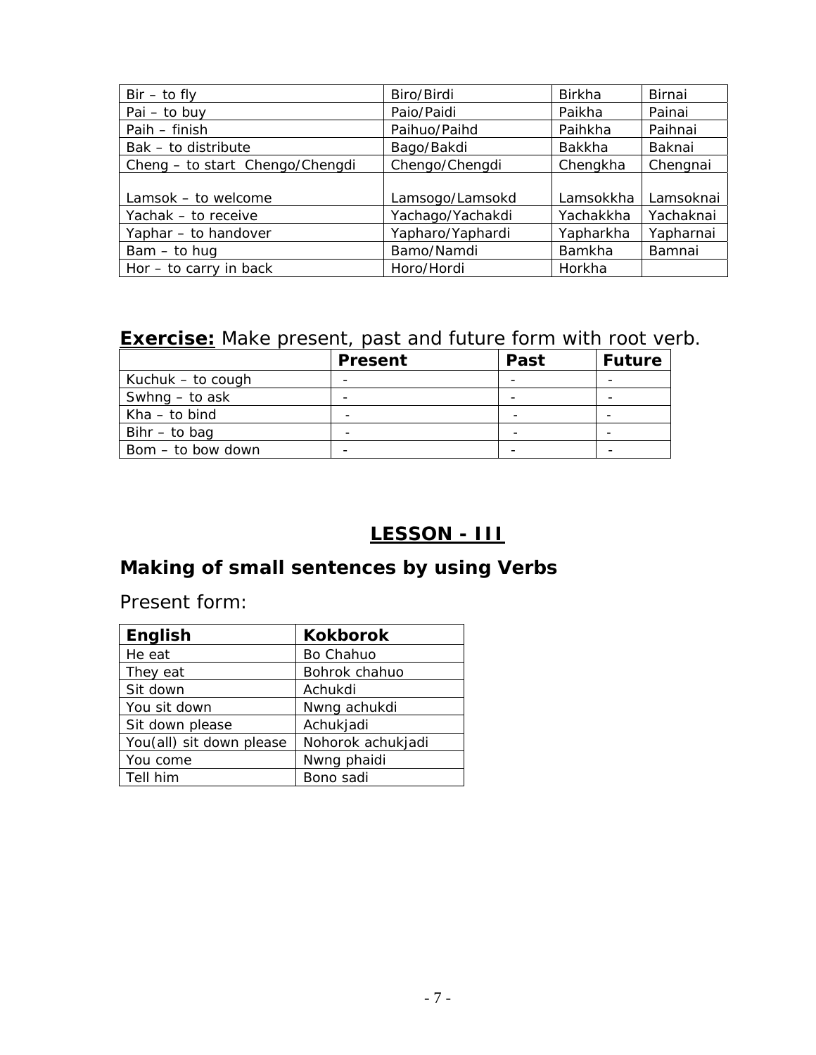| Bir – to fly | Biro/Birdi | Birkha | Birnai |
|---|---|---|---|
| Pai – to buy | Paio/Paidi | Paikha | Painai |
| Paih – finish | Paihuo/Paihd | Paihkha | Paihnai |
| Bak – to distribute | Bago/Bakdi | Bakkha | Baknai |
| Cheng – to start Chengo/Chengdi | Chengo/Chengdi | Chengkha | Chengnai |
| Lamsok – to welcome | Lamsogo/Lamsokd | Lamsokkha | Lamsoknai |
| Yachak – to receive | Yachago/Yachakdi | Yachakkha | Yachaknai |
| Yaphar – to handover | Yapharo/Yaphardi | Yapharkha | Yapharnai |
| Bam – to hug | Bamo/Namdi | Bamkha | Bamnai |
| Hor – to carry in back | Horo/Hordi | Horkha | |

**Exercise:** Make present, past and future form with root verb.

| | Present | Past | Future |
|---|---|---|---|
| Kuchuk – to cough | - | - | - |
| Swhng – to ask | - | - | - |
| Kha – to bind | - | - | - |
| Bihr – to bag | - | - | - |
| Bom – to bow down | - | - | - |

# LESSON - III

## Making of small sentences by using Verbs

Present form:

| English | Kokborok |
|---|---|
| He eat | Bo Chahuo |
| They eat | Bohrok chahuo |
| Sit down | Achukdi |
| You sit down | Nwng achukdi |
| Sit down please | Achukjadi |
| You(all) sit down please | Nohorok achukjadi |
| You come | Nwng phaidi |
| Tell him | Bono sadi |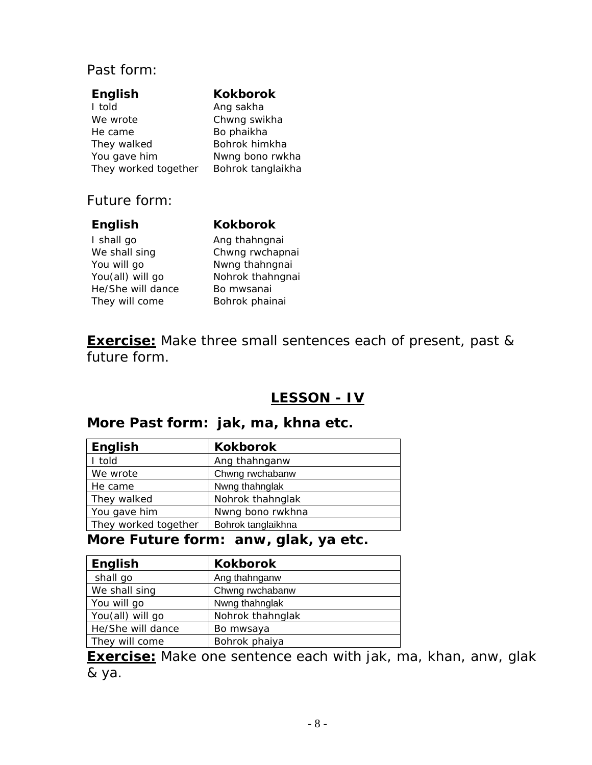Past form:

| English | Kokborok |
|---|---|
| I told | Ang sakha |
| We wrote | Chwng swikha |
| He came | Bo phaikha |
| They walked | Bohrok himkha |
| You gave him | Nwng bono rwkha |
| They worked together | Bohrok tanglaikha |

Future form:

| English | Kokborok |
|---|---|
| I shall go | Ang thahngnai |
| We shall sing | Chwng rwchapnai |
| You will go | Nwng thahngnai |
| You(all) will go | Nohrok thahngnai |
| He/She will dance | Bo mwsanai |
| They will come | Bohrok phainai |

**Exercise:** Make three small sentences each of present, past & future form.

## LESSON - IV

### More Past form: jak, ma, khna etc.

| English | Kokborok |
|---|---|
| I told | Ang thahnganw |
| We wrote | Chwng rwchabanw |
| He came | Nwng thahnglak |
| They walked | Nohrok thahnglak |
| You gave him | Nwng bono rwkhna |
| They worked together | Bohrok tanglaikhna |

### More Future form: anw, glak, ya etc.

| English | Kokborok |
|---|---|
| shall go | Ang thahnganw |
| We shall sing | Chwng rwchabanw |
| You will go | Nwng thahnglak |
| You(all) will go | Nohrok thahnglak |
| He/She will dance | Bo mwsaya |
| They will come | Bohrok phaiya |

**Exercise:** Make one sentence each with jak, ma, khan, anw, glak & ya.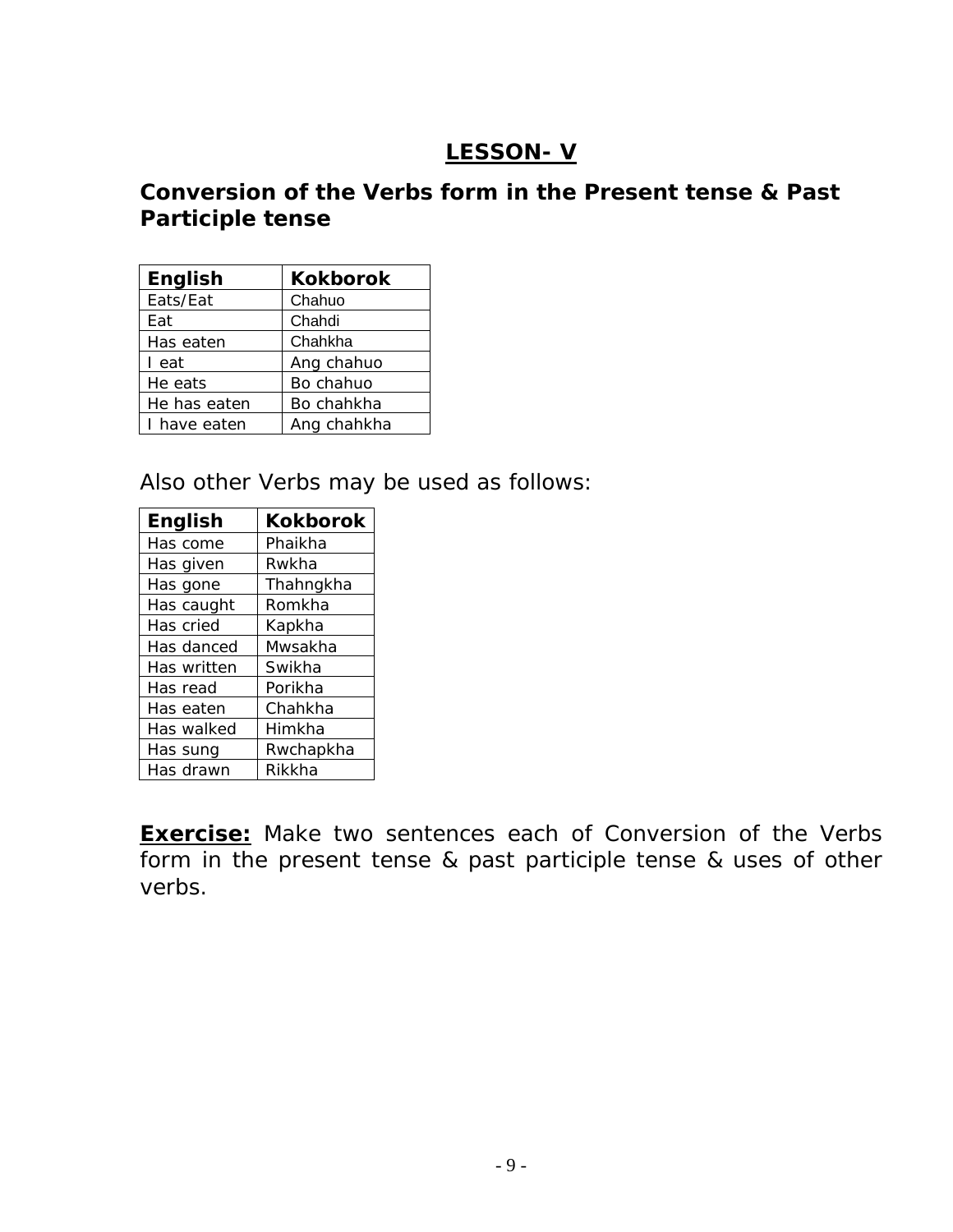# LESSON- V

## Conversion of the Verbs form in the Present tense & Past Participle tense

| English | Kokborok |
|---|---|
| Eats/Eat | Chahuo |
| Eat | Chahdi |
| Has eaten | Chahkha |
| I eat | Ang chahuo |
| He eats | Bo chahuo |
| He has eaten | Bo chahkha |
| I have eaten | Ang chahkha |

Also other Verbs may be used as follows:

| English | Kokborok |
|---|---|
| Has come | Phaikha |
| Has given | Rwkha |
| Has gone | Thahngkha |
| Has caught | Romkha |
| Has cried | Kapkha |
| Has danced | Mwsakha |
| Has written | Swikha |
| Has read | Porikha |
| Has eaten | Chahkha |
| Has walked | Himkha |
| Has sung | Rwchapkha |
| Has drawn | Rikkha |

**Exercise:** Make two sentences each of Conversion of the Verbs form in the present tense & past participle tense & uses of other verbs.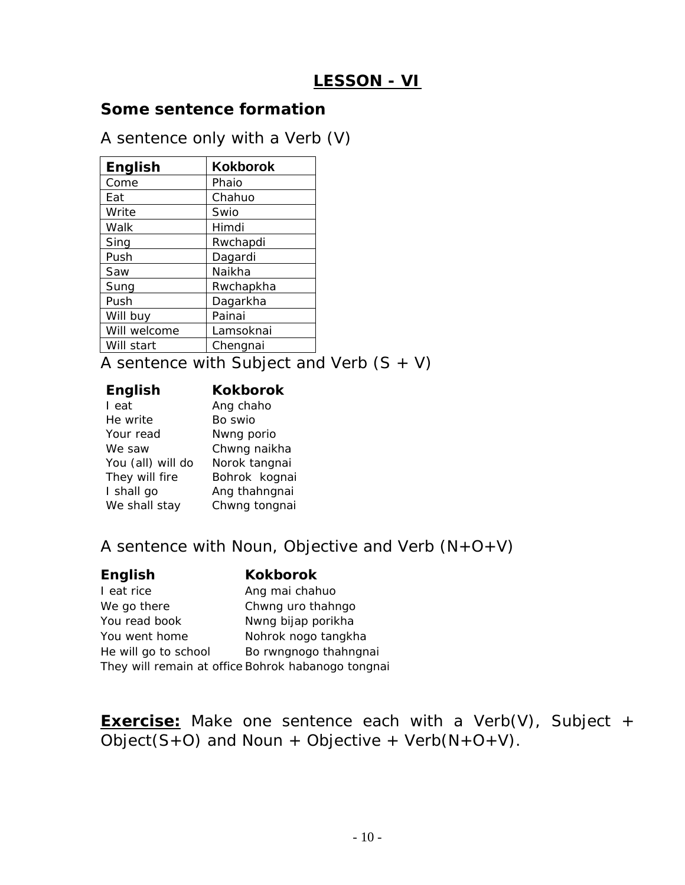## LESSON - VI

### Some sentence formation

A sentence only with a Verb (V)

| English | Kokborok |
|---|---|
| Come | Phaio |
| Eat | Chahuo |
| Write | Swio |
| Walk | Himdi |
| Sing | Rwchapdi |
| Push | Dagardi |
| Saw | Naikha |
| Sung | Rwchapkha |
| Push | Dagarkha |
| Will buy | Painai |
| Will welcome | Lamsoknai |
| Will start | Chengnai |

A sentence with Subject and Verb (S + V)

| English | Kokborok |
|---|---|
| I eat | Ang chaho |
| He write | Bo swio |
| Your read | Nwng porio |
| We saw | Chwng naikha |
| You (all) will do | Norok tangnai |
| They will fire | Bohrok kognai |
| I shall go | Ang thahngnai |
| We shall stay | Chwng tongnai |

A sentence with Noun, Objective and Verb (N+O+V)

| English | Kokborok |
|---|---|
| I eat rice | Ang mai chahuo |
| We go there | Chwng uro thahngo |
| You read book | Nwng bijap porikha |
| You went home | Nohrok nogo tangkha |
| He will go to school | Bo rwngnogo thahngnai |
| They will remain at office | Bohrok habanogo tongnai |

**Exercise:** Make one sentence each with a Verb(V), Subject + Object(S+O) and Noun + Objective + Verb(N+O+V).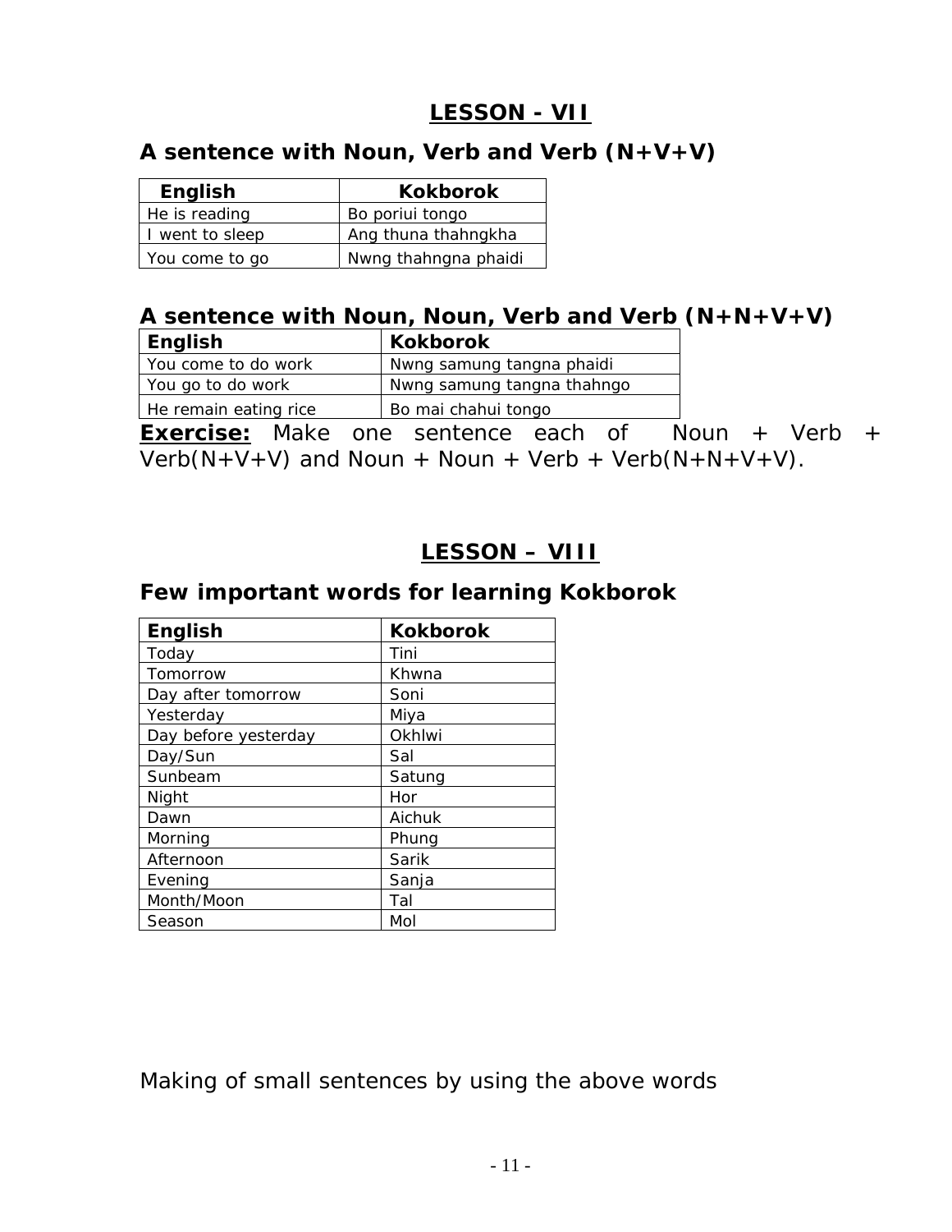## LESSON - VII

### A sentence with Noun, Verb and Verb (N+V+V)

| English | Kokborok |
|---|---|
| He is reading | Bo poriui tongo |
| I went to sleep | Ang thuna thahngkha |
| You come to go | Nwng thahngna phaidi |

### A sentence with Noun, Noun, Verb and Verb (N+N+V+V)

| English | Kokborok |
|---|---|
| You come to do work | Nwng samung tangna phaidi |
| You go to do work | Nwng samung tangna thahngo |
| He remain eating rice | Bo mai chahui tongo |

**Exercise:** Make one sentence each of Noun + Verb + Verb(N+V+V) and Noun + Noun + Verb + Verb(N+N+V+V).

## LESSON – VIII

### Few important words for learning Kokborok

| English | Kokborok |
|---|---|
| Today | Tini |
| Tomorrow | Khwna |
| Day after tomorrow | Soni |
| Yesterday | Miya |
| Day before yesterday | Okhlwi |
| Day/Sun | Sal |
| Sunbeam | Satung |
| Night | Hor |
| Dawn | Aichuk |
| Morning | Phung |
| Afternoon | Sarik |
| Evening | Sanja |
| Month/Moon | Tal |
| Season | Mol |

Making of small sentences by using the above words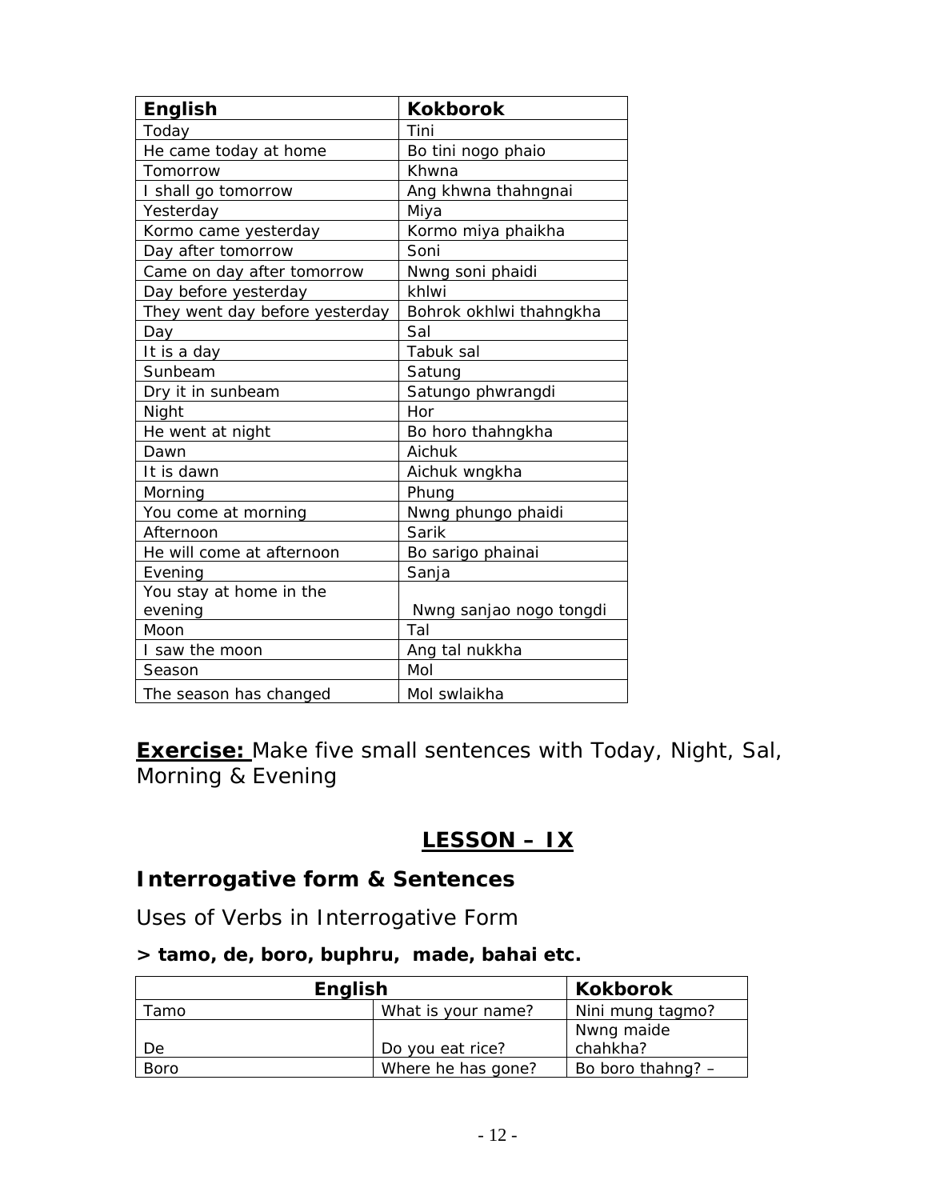| English | Kokborok |
|---|---|
| Today | Tini |
| He came today at home | Bo tini nogo phaio |
| Tomorrow | Khwna |
| I shall go tomorrow | Ang khwna thahngnai |
| Yesterday | Miya |
| Kormo came yesterday | Kormo miya phaikha |
| Day after tomorrow | Soni |
| Came on day after tomorrow | Nwng soni phaidi |
| Day before yesterday | khlwi |
| They went day before yesterday | Bohrok okhlwi thahngkha |
| Day | Sal |
| It is a day | Tabuk sal |
| Sunbeam | Satung |
| Dry it in sunbeam | Satungo phwrangdi |
| Night | Hor |
| He went at night | Bo horo thahngkha |
| Dawn | Aichuk |
| It is dawn | Aichuk wngkha |
| Morning | Phung |
| You come at morning | Nwng phungo phaidi |
| Afternoon | Sarik |
| He will come at afternoon | Bo sarigo phainai |
| Evening | Sanja |
| You stay at home in the evening | Nwng sanjao nogo tongdi |
| Moon | Tal |
| I saw the moon | Ang tal nukkha |
| Season | Mol |
| The season has changed | Mol swlaikha |

**Exercise:** Make five small sentences with Today, Night, Sal, Morning & Evening

## LESSON – IX

### Interrogative form & Sentences

Uses of Verbs in Interrogative Form

**> tamo, de, boro, buphru, made, bahai etc.**

| English | | Kokborok |
|---|---|---|
| Tamo | What is your name? | Nini mung tagmo? |
| De | Do you eat rice? | Nwng maide chahkha? |
| Boro | Where he has gone? | Bo boro thahng? – |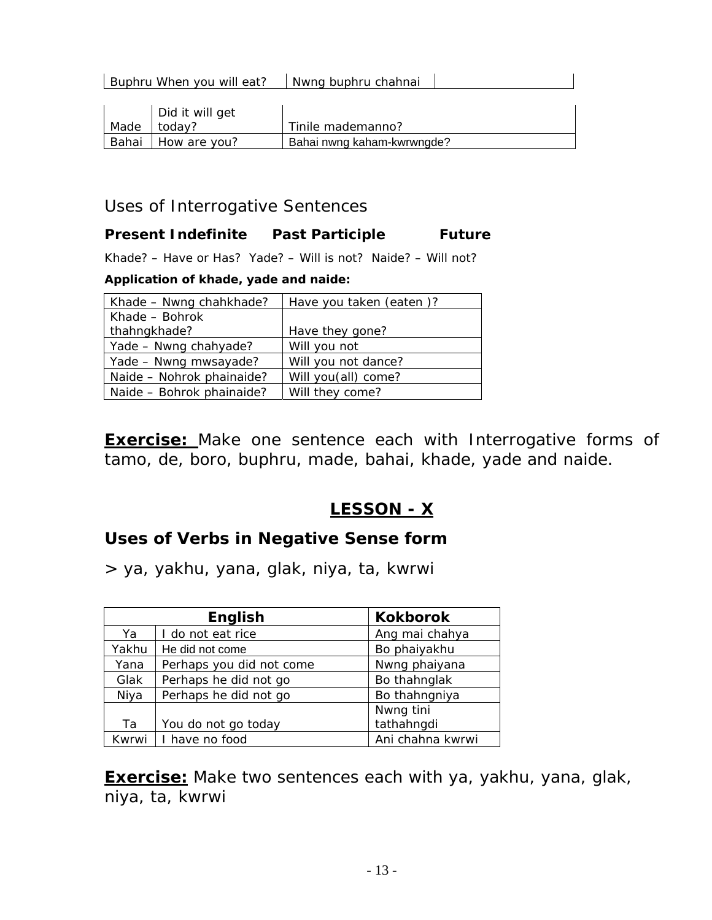| Buphru | When you will eat? | Nwng buphru chahnai | |
|---|---|---|---|

| Made | Did it will get today? | Tinile mademanno? |
|---|---|---|
| Bahai | How are you? | Bahai nwng kaham-kwrwngde? |

## Uses of Interrogative Sentences

**Present Indefinite**     **Past Participle**     **Future**

Khade? – Have or Has?  Yade? – Will is not?  Naide? – Will not?

**Application of khade, yade and naide:**

| Khade – Nwng chahkhade? | Have you taken (eaten )? |
|---|---|
| Khade – Bohrok thahngkhade? | Have they gone? |
| Yade – Nwng chahyade? | Will you not |
| Yade – Nwng mwsayade? | Will you not dance? |
| Naide – Nohrok phainaide? | Will you(all) come? |
| Naide – Bohrok phainaide? | Will they come? |

**Exercise:** Make one sentence each with Interrogative forms of tamo, de, boro, buphru, made, bahai, khade, yade and naide.

# LESSON - X

## Uses of Verbs in Negative Sense form

> ya, yakhu, yana, glak, niya, ta, kwrwi

| English | | Kokborok |
|---|---|---|
| Ya | I do not eat rice | Ang mai chahya |
| Yakhu | He did not come | Bo phaiyakhu |
| Yana | Perhaps you did not come | Nwng phaiyana |
| Glak | Perhaps he did not go | Bo thahnglak |
| Niya | Perhaps he did not go | Bo thahngniya |
| Ta | You do not go today | Nwng tini tathahngdi |
| Kwrwi | I have no food | Ani chahna kwrwi |

**Exercise:** Make two sentences each with ya, yakhu, yana, glak, niya, ta, kwrwi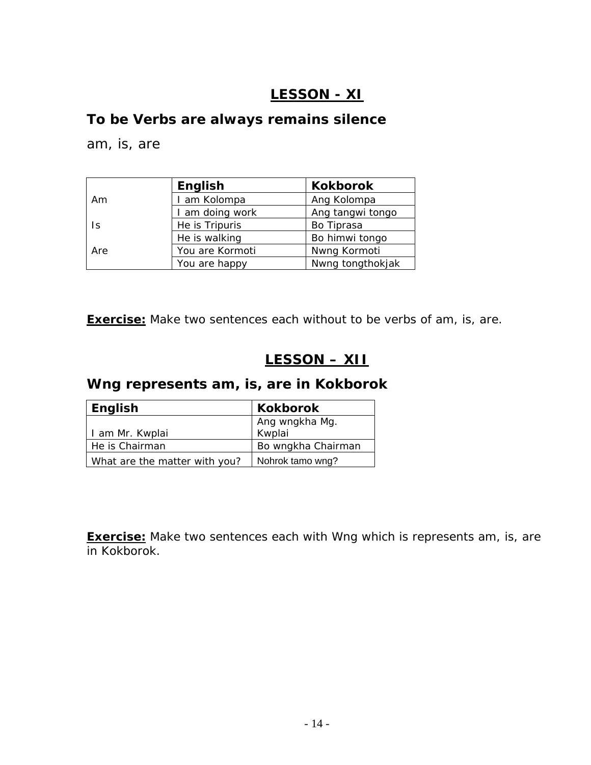## LESSON - XI

### To be Verbs are always remains silence

am, is, are

| | English | Kokborok |
|---|---|---|
| Am | I am Kolompa | Ang Kolompa |
| | I am doing work | Ang tangwi tongo |
| Is | He is Tripuris | Bo Tiprasa |
| | He is walking | Bo himwi tongo |
| Are | You are Kormoti | Nwng Kormoti |
| | You are happy | Nwng tongthokjak |

**Exercise:** Make two sentences each without to be verbs of am, is, are.

## LESSON – XII

### Wng represents am, is, are in Kokborok

| English | Kokborok |
|---|---|
| I am Mr. Kwplai | Ang wngkha Mg. Kwplai |
| He is Chairman | Bo wngkha Chairman |
| What are the matter with you? | Nohrok tamo wng? |

**Exercise:** Make two sentences each with Wng which is represents am, is, are in Kokborok.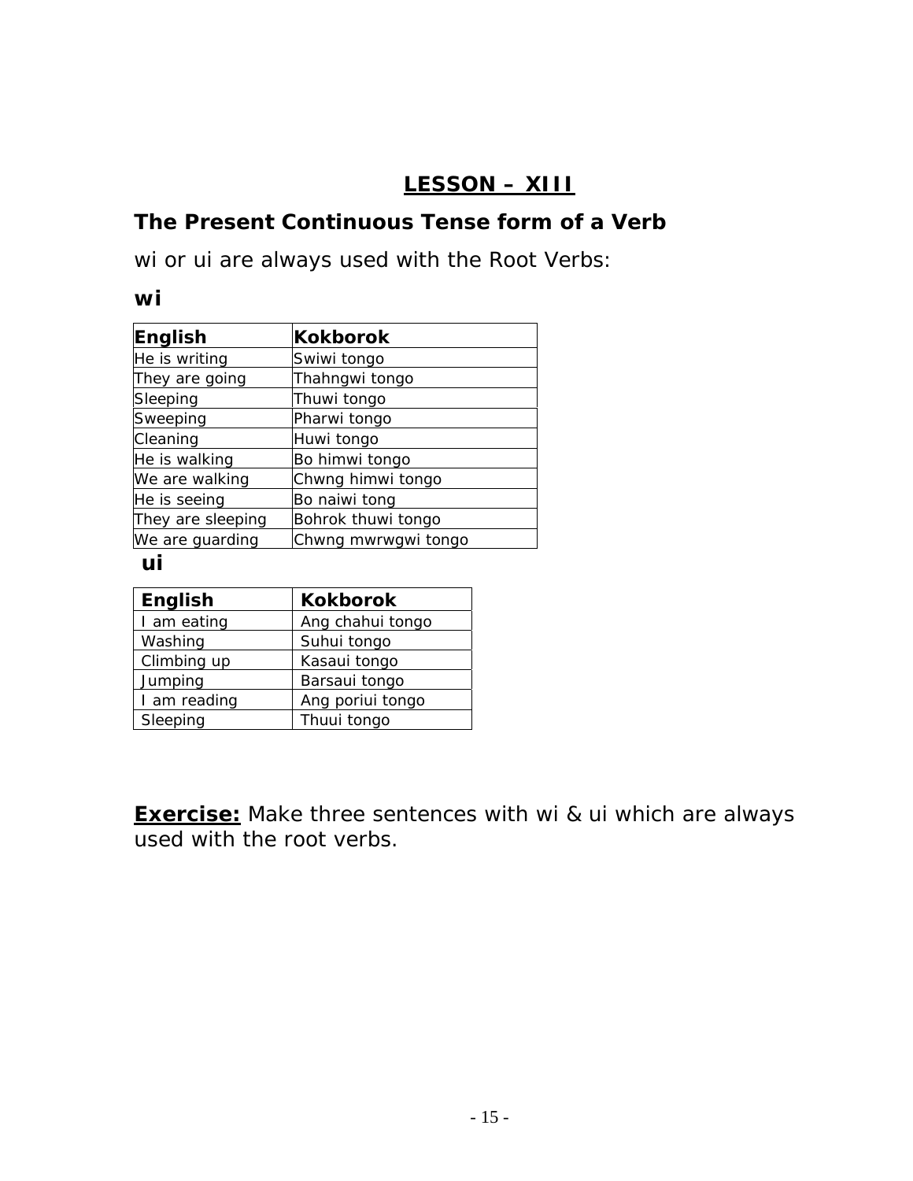## LESSON – XIII

### The Present Continuous Tense form of a Verb

wi or ui are always used with the Root Verbs:

**wi**

| English | Kokborok |
| --- | --- |
| He is writing | Swiwi tongo |
| They are going | Thahngwi tongo |
| Sleeping | Thuwi tongo |
| Sweeping | Pharwi tongo |
| Cleaning | Huwi tongo |
| He is walking | Bo himwi tongo |
| We are walking | Chwng himwi tongo |
| He is seeing | Bo naiwi tong |
| They are sleeping | Bohrok thuwi tongo |
| We are guarding | Chwng mwrwgwi tongo |

**ui**

| English | Kokborok |
| --- | --- |
| I am eating | Ang chahui tongo |
| Washing | Suhui tongo |
| Climbing up | Kasaui tongo |
| Jumping | Barsaui tongo |
| I am reading | Ang poriui tongo |
| Sleeping | Thuui tongo |

**Exercise:** Make three sentences with wi & ui which are always used with the root verbs.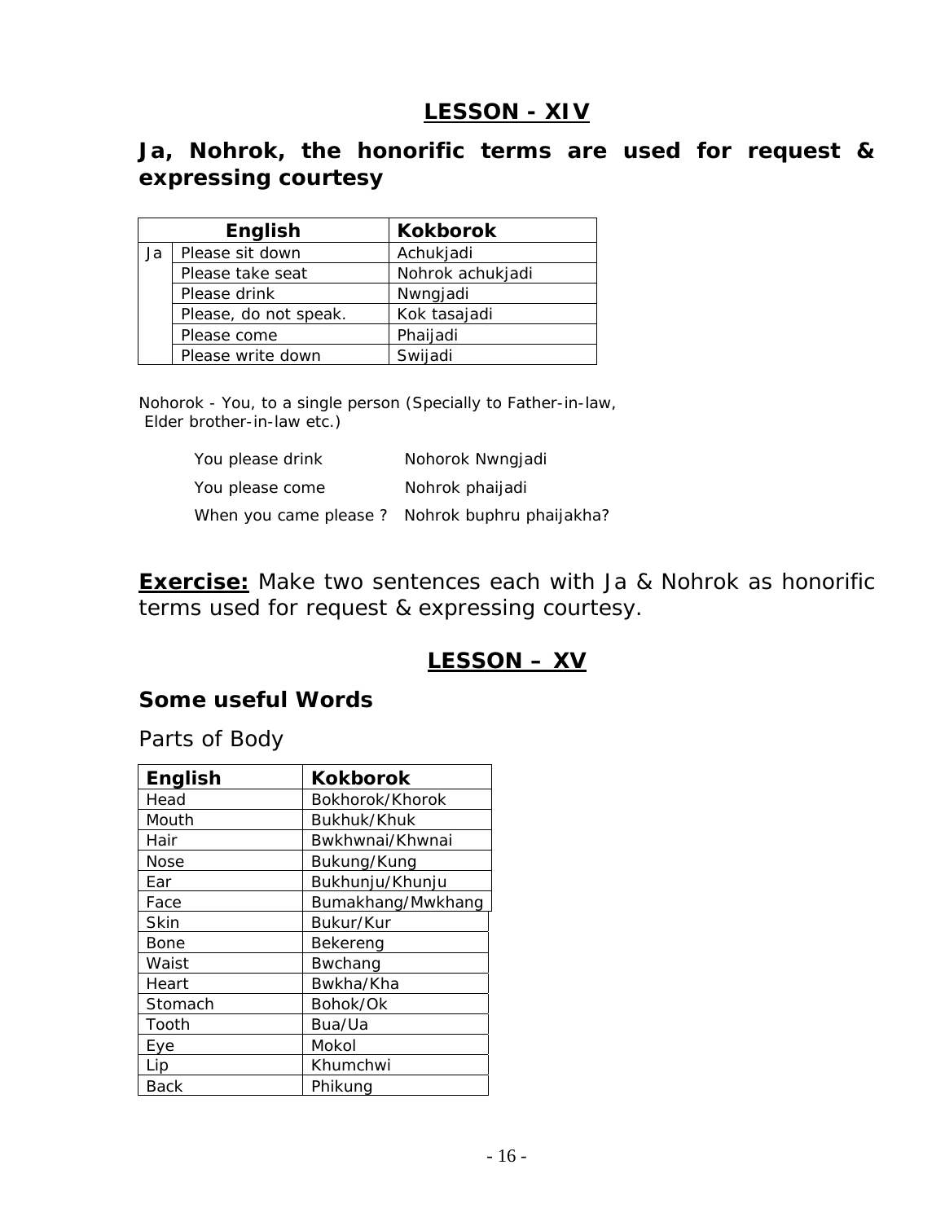## LESSON - XIV

### Ja, Nohrok, the honorific terms are used for request & expressing courtesy

| | English | Kokborok |
|---|---|---|
| Ja | Please sit down | Achukjadi |
| | Please take seat | Nohrok achukjadi |
| | Please drink | Nwngjadi |
| | Please, do not speak. | Kok tasajadi |
| | Please come | Phaijadi |
| | Please write down | Swijadi |

Nohorok - You, to a single person (Specially to Father-in-law, Elder brother-in-law etc.)

| | |
|---|---|
| You please drink | Nohorok Nwngjadi |
| You please come | Nohrok phaijadi |
| When you came please ? | Nohrok buphru phaijakha? |

**Exercise:** Make two sentences each with Ja & Nohrok as honorific terms used for request & expressing courtesy.

## LESSON – XV

### Some useful Words

Parts of Body

| English | Kokborok |
|---|---|
| Head | Bokhorok/Khorok |
| Mouth | Bukhuk/Khuk |
| Hair | Bwkhwnai/Khwnai |
| Nose | Bukung/Kung |
| Ear | Bukhunju/Khunju |
| Face | Bumakhang/Mwkhang |
| Skin | Bukur/Kur |
| Bone | Bekereng |
| Waist | Bwchang |
| Heart | Bwkha/Kha |
| Stomach | Bohok/Ok |
| Tooth | Bua/Ua |
| Eye | Mokol |
| Lip | Khumchwi |
| Back | Phikung |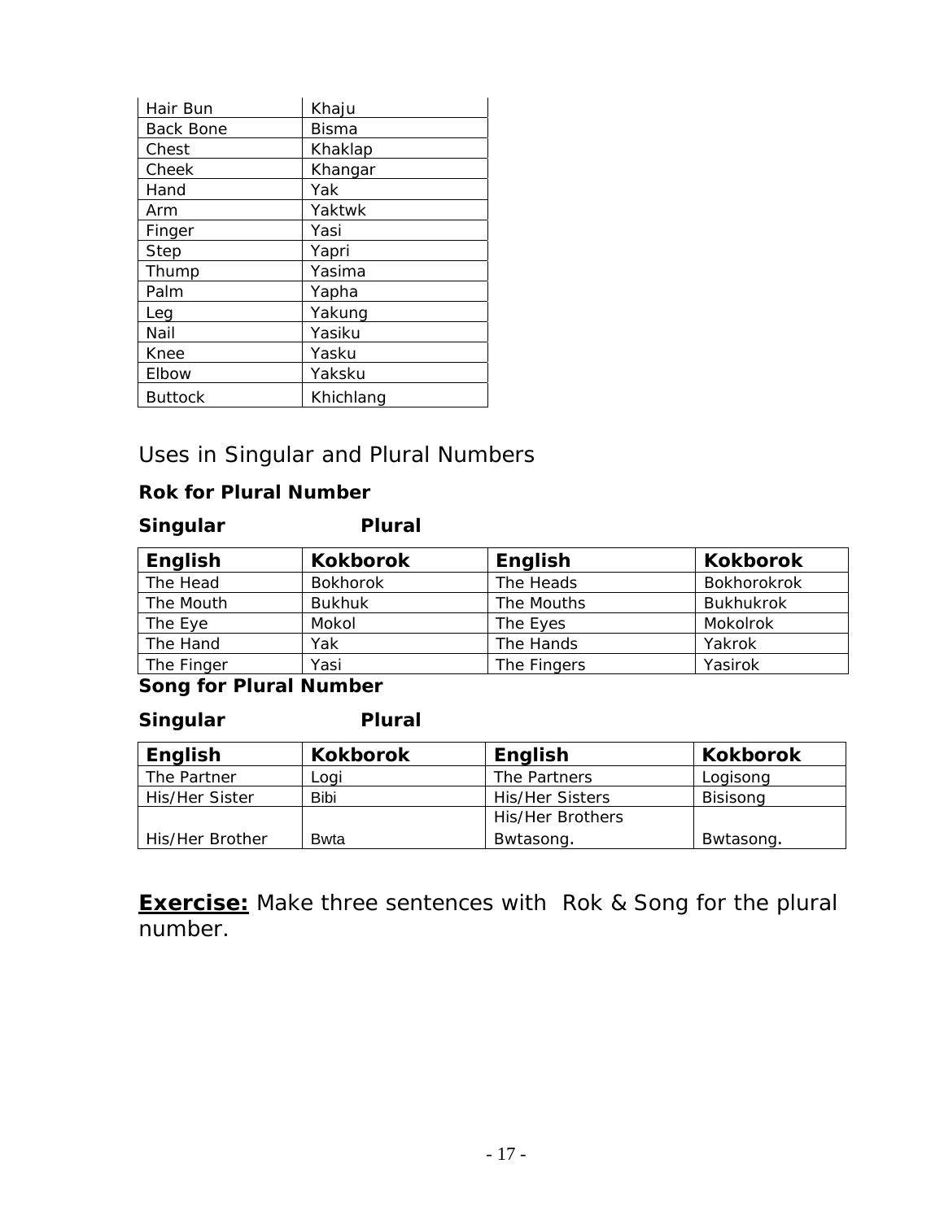| | |
|---|---|
| Hair Bun | Khaju |
| Back Bone | Bisma |
| Chest | Khaklap |
| Cheek | Khangar |
| Hand | Yak |
| Arm | Yaktwk |
| Finger | Yasi |
| Step | Yapri |
| Thump | Yasima |
| Palm | Yapha |
| Leg | Yakung |
| Nail | Yasiku |
| Knee | Yasku |
| Elbow | Yaksku |
| Buttock | Khichlang |

## Uses in Singular and Plural Numbers

**Rok for Plural Number**

**Singular** **Plural**

| English | Kokborok | English | Kokborok |
|---|---|---|---|
| The Head | Bokhorok | The Heads | Bokhorokrok |
| The Mouth | Bukhuk | The Mouths | Bukhukrok |
| The Eye | Mokol | The Eyes | Mokolrok |
| The Hand | Yak | The Hands | Yakrok |
| The Finger | Yasi | The Fingers | Yasirok |

**Song for Plural Number**

**Singular** **Plural**

| English | Kokborok | English | Kokborok |
|---|---|---|---|
| The Partner | Logi | The Partners | Logisong |
| His/Her Sister | Bibi | His/Her Sisters | Bisisong |
| His/Her Brother | Bwta | His/Her Brothers Bwtasong. | Bwtasong. |

**<u>Exercise:</u>** Make three sentences with Rok & Song for the plural number.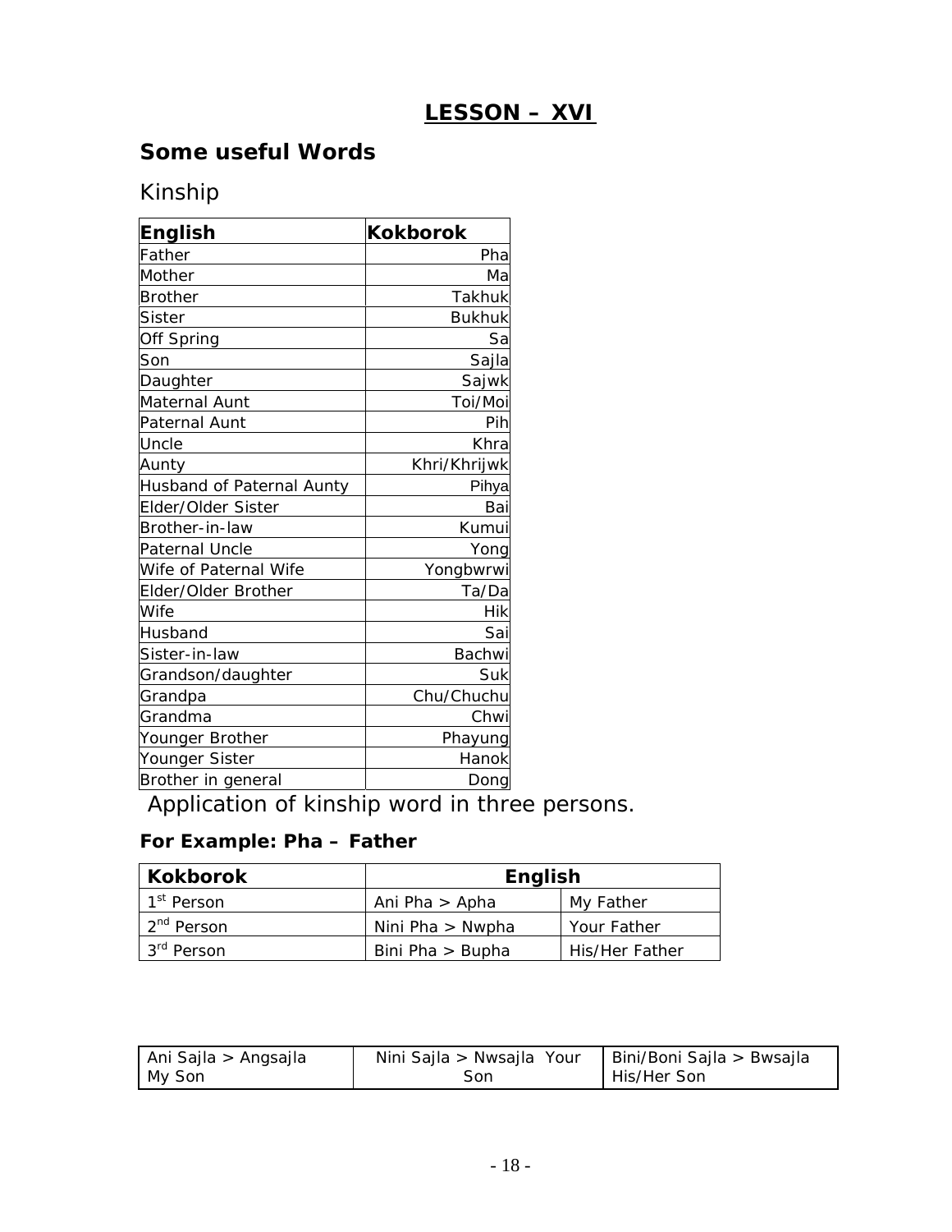# LESSON – XVI

## Some useful Words

### Kinship

| English | Kokborok |
|---|---|
| Father | Pha |
| Mother | Ma |
| Brother | Takhuk |
| Sister | Bukhuk |
| Off Spring | Sa |
| Son | Sajla |
| Daughter | Sajwk |
| Maternal Aunt | Toi/Moi |
| Paternal Aunt | Pih |
| Uncle | Khra |
| Aunty | Khri/Khrijwk |
| Husband of Paternal Aunty | Pihya |
| Elder/Older Sister | Bai |
| Brother-in-law | Kumui |
| Paternal Uncle | Yong |
| Wife of Paternal Wife | Yongbwrwi |
| Elder/Older Brother | Ta/Da |
| Wife | Hik |
| Husband | Sai |
| Sister-in-law | Bachwi |
| Grandson/daughter | Suk |
| Grandpa | Chu/Chuchu |
| Grandma | Chwi |
| Younger Brother | Phayung |
| Younger Sister | Hanok |
| Brother in general | Dong |

Application of kinship word in three persons.

**For Example: Pha – Father**

| Kokborok | English | |
|---|---|---|
| 1st Person | Ani Pha > Apha | My Father |
| 2nd Person | Nini Pha > Nwpha | Your Father |
| 3rd Person | Bini Pha > Bupha | His/Her Father |

| | | |
|---|---|---|
| Ani Sajla > Angsajla My Son | Nini Sajla > Nwsajla Your Son | Bini/Boni Sajla > Bwsajla His/Her Son |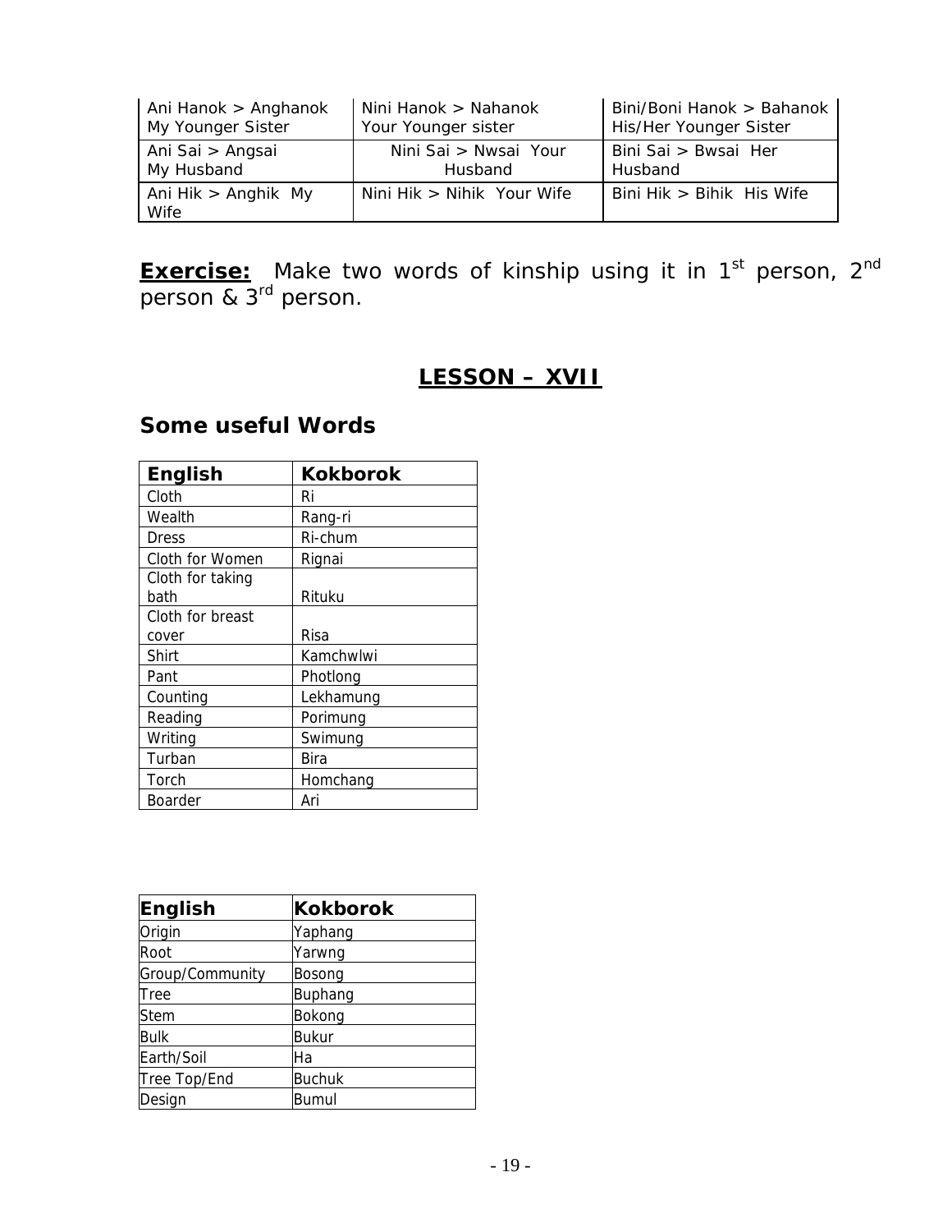| Ani Hanok > Anghanok My Younger Sister | Nini Hanok > Nahanok Your Younger sister | Bini/Boni Hanok > Bahanok His/Her Younger Sister |
|---|---|---|
| Ani Sai > Angsai My Husband | Nini Sai > Nwsai Your Husband | Bini Sai > Bwsai Her Husband |
| Ani Hik > Anghik My Wife | Nini Hik > Nihik Your Wife | Bini Hik > Bihik His Wife |

**Exercise:** Make two words of kinship using it in 1st person, 2nd person & 3rd person.

## LESSON – XVII

### Some useful Words

| English | Kokborok |
|---|---|
| Cloth | Ri |
| Wealth | Rang-ri |
| Dress | Ri-chum |
| Cloth for Women | Rignai |
| Cloth for taking bath | Rituku |
| Cloth for breast cover | Risa |
| Shirt | Kamchwlwi |
| Pant | Photlong |
| Counting | Lekhamung |
| Reading | Porimung |
| Writing | Swimung |
| Turban | Bira |
| Torch | Homchang |
| Boarder | Ari |

| English | Kokborok |
|---|---|
| Origin | Yaphang |
| Root | Yarwng |
| Group/Community | Bosong |
| Tree | Buphang |
| Stem | Bokong |
| Bulk | Bukur |
| Earth/Soil | Ha |
| Tree Top/End | Buchuk |
| Design | Bumul |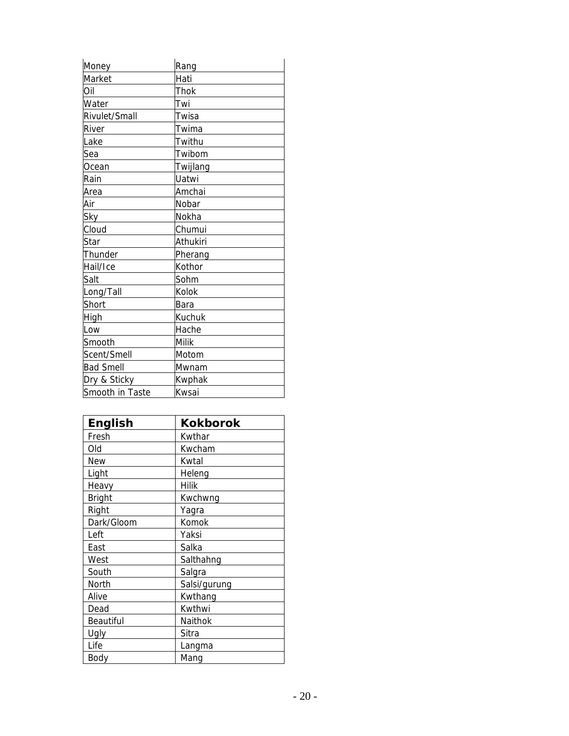| | |
|---|---|
| Money | Rang |
| Market | Hati |
| Oil | Thok |
| Water | Twi |
| Rivulet/Small | Twisa |
| River | Twima |
| Lake | Twithu |
| Sea | Twibom |
| Ocean | Twijlang |
| Rain | Uatwi |
| Area | Amchai |
| Air | Nobar |
| Sky | Nokha |
| Cloud | Chumui |
| Star | Athukiri |
| Thunder | Pherang |
| Hail/Ice | Kothor |
| Salt | Sohm |
| Long/Tall | Kolok |
| Short | Bara |
| High | Kuchuk |
| Low | Hache |
| Smooth | Milik |
| Scent/Smell | Motom |
| Bad Smell | Mwnam |
| Dry & Sticky | Kwphak |
| Smooth in Taste | Kwsai |

| English | Kokborok |
|---|---|
| Fresh | Kwthar |
| Old | Kwcham |
| New | Kwtal |
| Light | Heleng |
| Heavy | Hilik |
| Bright | Kwchwng |
| Right | Yagra |
| Dark/Gloom | Komok |
| Left | Yaksi |
| East | Salka |
| West | Salthahng |
| South | Salgra |
| North | Salsi/gurung |
| Alive | Kwthang |
| Dead | Kwthwi |
| Beautiful | Naithok |
| Ugly | Sitra |
| Life | Langma |
| Body | Mang |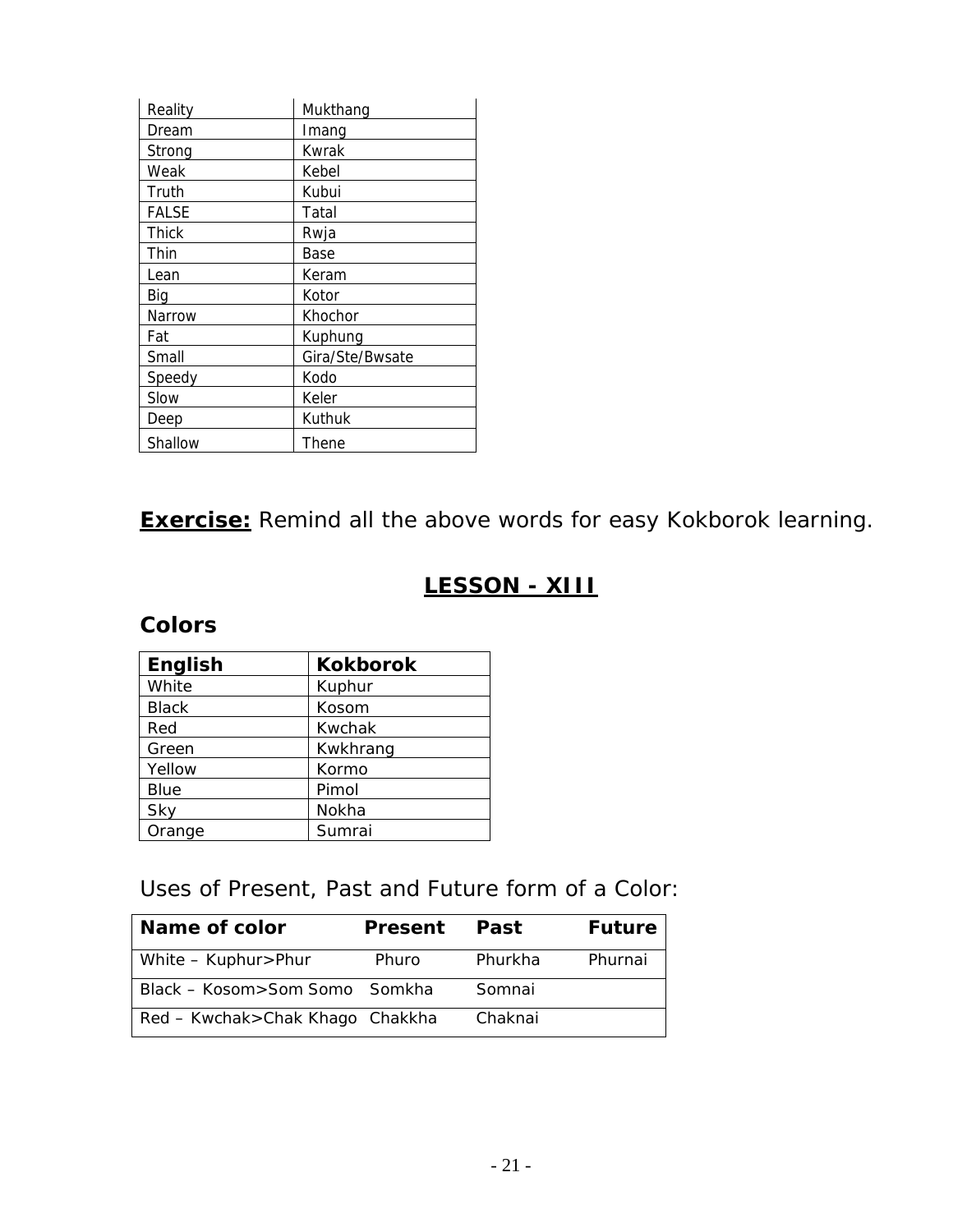| Reality | Mukthang |
|---|---|
| Dream | Imang |
| Strong | Kwrak |
| Weak | Kebel |
| Truth | Kubui |
| FALSE | Tatal |
| Thick | Rwja |
| Thin | Base |
| Lean | Keram |
| Big | Kotor |
| Narrow | Khochor |
| Fat | Kuphung |
| Small | Gira/Ste/Bwsate |
| Speedy | Kodo |
| Slow | Keler |
| Deep | Kuthuk |
| Shallow | Thene |

**Exercise:** Remind all the above words for easy Kokborok learning.

## LESSON - XIII

### Colors

| English | Kokborok |
|---|---|
| White | Kuphur |
| Black | Kosom |
| Red | Kwchak |
| Green | Kwkhrang |
| Yellow | Kormo |
| Blue | Pimol |
| Sky | Nokha |
| Orange | Sumrai |

Uses of Present, Past and Future form of a Color:

| Name of color | Present | Past | Future |
|---|---|---|---|
| White – Kuphur>Phur | Phuro | Phurkha | Phurnai |
| Black – Kosom>Som Somo | Somkha | Somnai | |
| Red – Kwchak>Chak Khago | Chakkha | Chaknai | |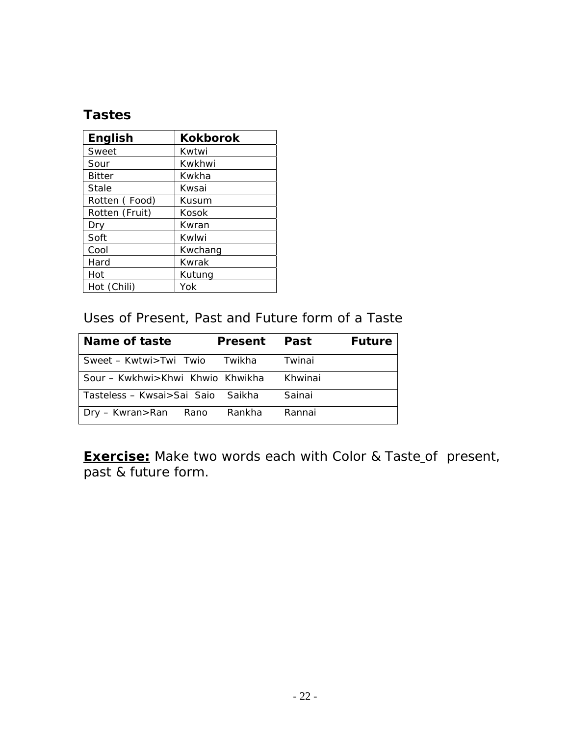## Tastes

| English | Kokborok |
|---|---|
| Sweet | Kwtwi |
| Sour | Kwkhwi |
| Bitter | Kwkha |
| Stale | Kwsai |
| Rotten ( Food) | Kusum |
| Rotten (Fruit) | Kosok |
| Dry | Kwran |
| Soft | Kwlwi |
| Cool | Kwchang |
| Hard | Kwrak |
| Hot | Kutung |
| Hot (Chili) | Yok |

Uses of Present, Past and Future form of a Taste

| Name of taste | Present | Past | Future |
|---|---|---|---|
| Sweet – Kwtwi>Twi Twio | Twikha | Twinai | |
| Sour – Kwkhwi>Khwi Khwio | Khwikha | Khwinai | |
| Tasteless – Kwsai>Sai Saio | Saikha | Sainai | |
| Dry – Kwran>Ran Rano | Rankha | Rannai | |

**Exercise:** Make two words each with Color & Taste of present, past & future form.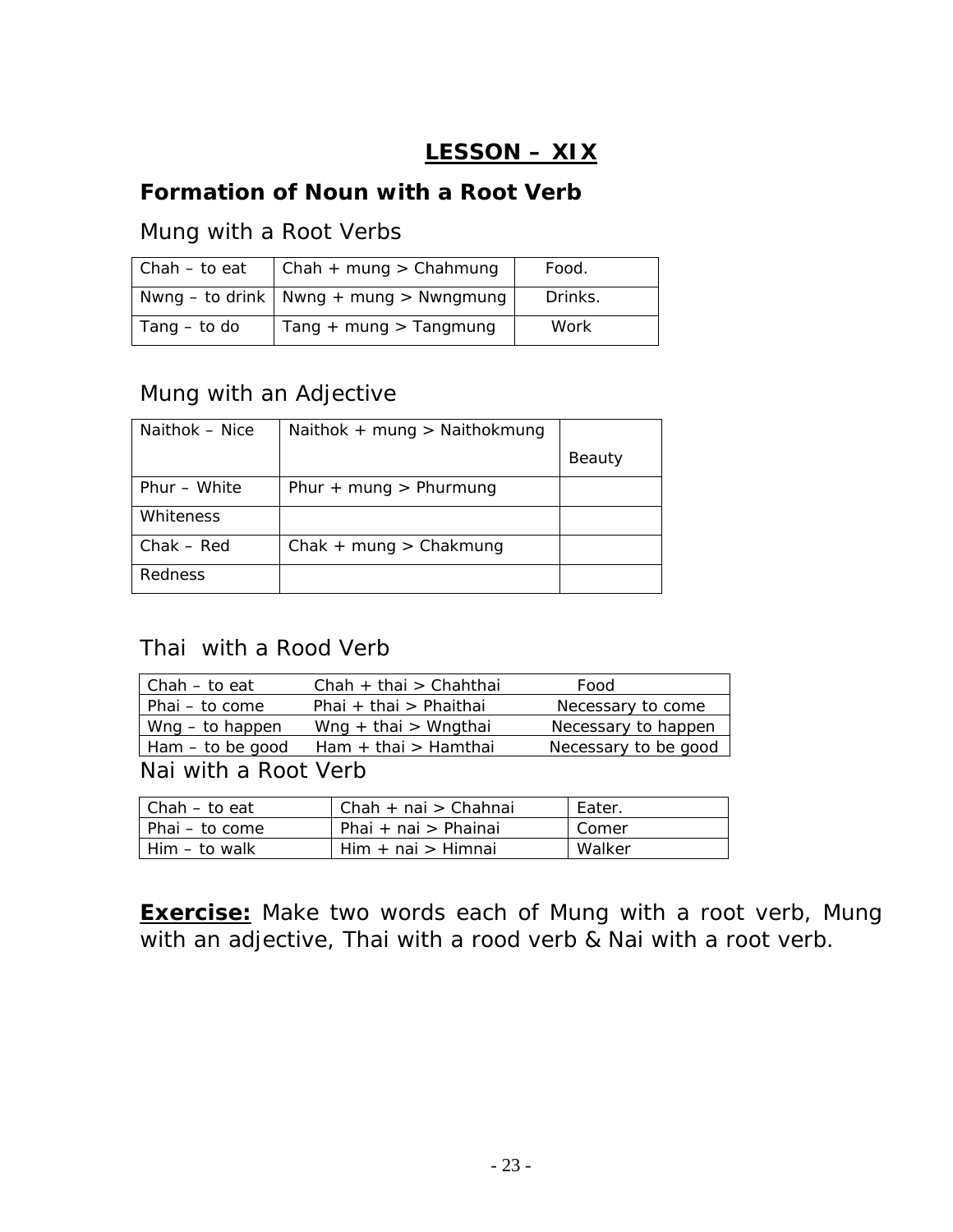# LESSON – XIX

## Formation of Noun with a Root Verb

### Mung with a Root Verbs

| Chah – to eat | Chah + mung > Chahmung | Food. |
|---|---|---|
| Nwng – to drink | Nwng + mung > Nwngmung | Drinks. |
| Tang – to do | Tang + mung > Tangmung | Work |

### Mung with an Adjective

| Naithok – Nice | Naithok + mung > Naithokmung | Beauty |
|---|---|---|
| Phur – White | Phur + mung > Phurmung | |
| Whiteness | | |
| Chak – Red | Chak + mung > Chakmung | |
| Redness | | |

### Thai with a Rood Verb

| Chah – to eat | Chah + thai > Chahthai | Food |
|---|---|---|
| Phai – to come | Phai + thai > Phaithai | Necessary to come |
| Wng – to happen | Wng + thai > Wngthai | Necessary to happen |
| Ham – to be good | Ham + thai > Hamthai | Necessary to be good |

### Nai with a Root Verb

| Chah – to eat | Chah + nai > Chahnai | Eater. |
|---|---|---|
| Phai – to come | Phai + nai > Phainai | Comer |
| Him – to walk | Him + nai > Himnai | Walker |

**Exercise:** Make two words each of Mung with a root verb, Mung with an adjective, Thai with a rood verb & Nai with a root verb.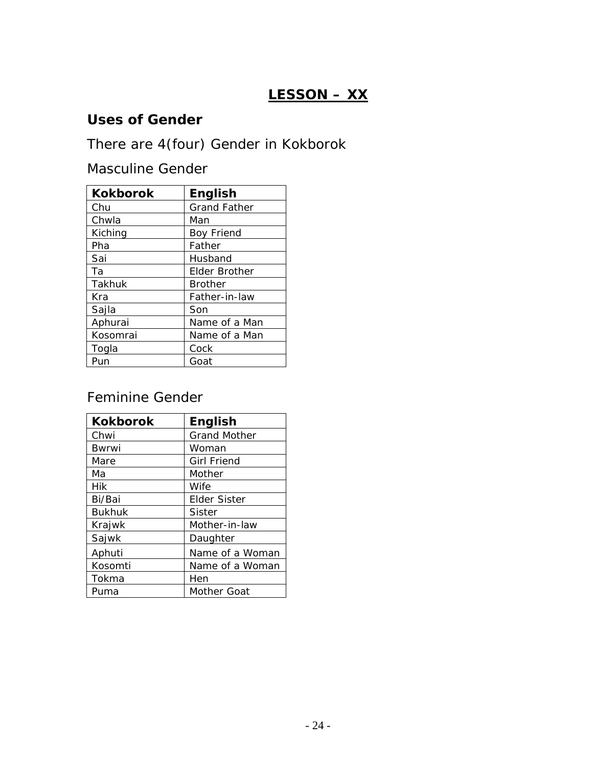# LESSON – XX

## Uses of Gender

There are 4(four) Gender in Kokborok

Masculine Gender

| Kokborok | English |
|---|---|
| Chu | Grand Father |
| Chwla | Man |
| Kiching | Boy Friend |
| Pha | Father |
| Sai | Husband |
| Ta | Elder Brother |
| Takhuk | Brother |
| Kra | Father-in-law |
| Sajla | Son |
| Aphurai | Name of a Man |
| Kosomrai | Name of a Man |
| Togla | Cock |
| Pun | Goat |

Feminine Gender

| Kokborok | English |
|---|---|
| Chwi | Grand Mother |
| Bwrwi | Woman |
| Mare | Girl Friend |
| Ma | Mother |
| Hik | Wife |
| Bi/Bai | Elder Sister |
| Bukhuk | Sister |
| Krajwk | Mother-in-law |
| Sajwk | Daughter |
| Aphuti | Name of a Woman |
| Kosomti | Name of a Woman |
| Tokma | Hen |
| Puma | Mother Goat |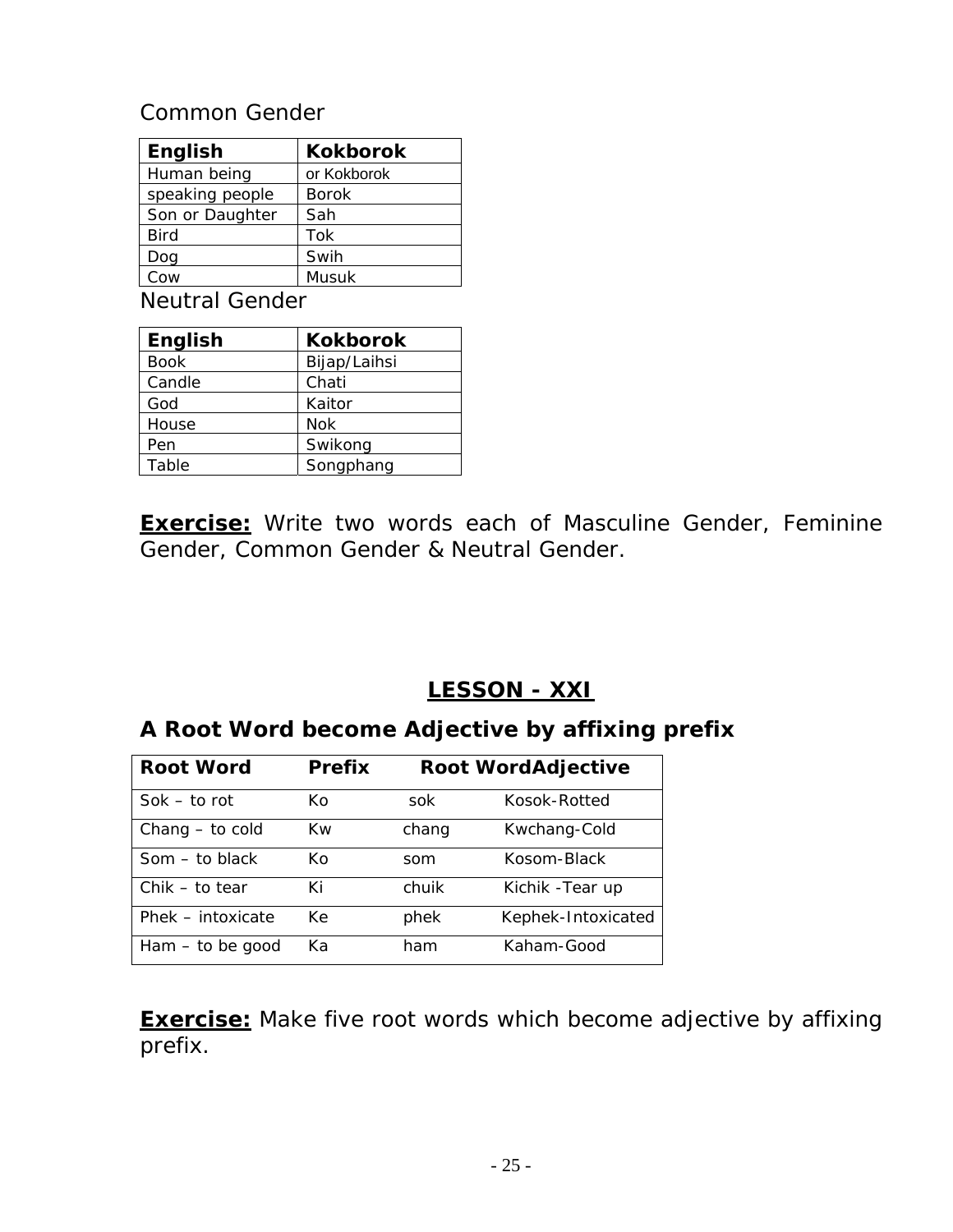Common Gender

| English | Kokborok |
|---|---|
| Human being | or Kokborok |
| speaking people | Borok |
| Son or Daughter | Sah |
| Bird | Tok |
| Dog | Swih |
| Cow | Musuk |

Neutral Gender

| English | Kokborok |
|---|---|
| Book | Bijap/Laihsi |
| Candle | Chati |
| God | Kaitor |
| House | Nok |
| Pen | Swikong |
| Table | Songphang |

**Exercise:** Write two words each of Masculine Gender, Feminine Gender, Common Gender & Neutral Gender.

## LESSON - XXI

### A Root Word become Adjective by affixing prefix

| Root Word | Prefix | Root Word | Adjective |
|---|---|---|---|
| Sok – to rot | Ko | sok | Kosok-Rotted |
| Chang – to cold | Kw | chang | Kwchang-Cold |
| Som – to black | Ko | som | Kosom-Black |
| Chik – to tear | Ki | chuik | Kichik -Tear up |
| Phek – intoxicate | Ke | phek | Kephek-Intoxicated |
| Ham – to be good | Ka | ham | Kaham-Good |

**Exercise:** Make five root words which become adjective by affixing prefix.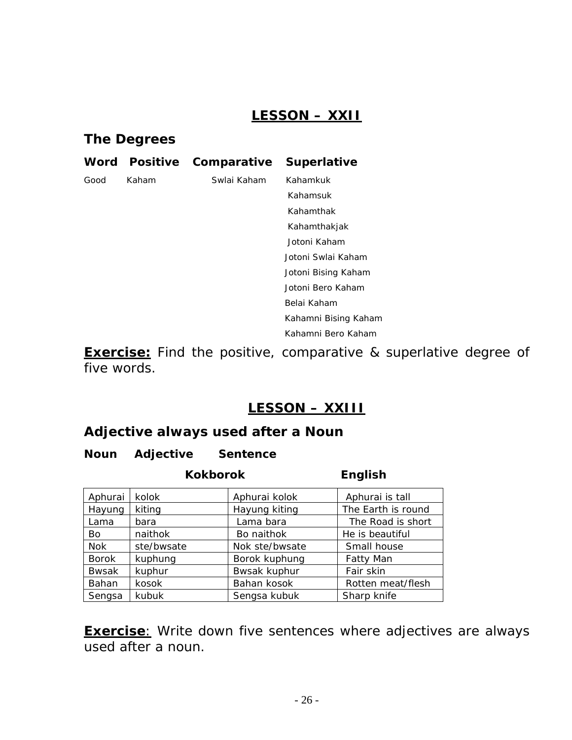## LESSON – XXII

### The Degrees

| Word | Positive | Comparative | Superlative |
|---|---|---|---|
| Good | Kaham | Swlai Kaham | Kahamkuk |
| | | | Kahamsuk |
| | | | Kahamthak |
| | | | Kahamthakjak |
| | | | Jotoni Kaham |
| | | | Jotoni Swlai Kaham |
| | | | Jotoni Bising Kaham |
| | | | Jotoni Bero Kaham |
| | | | Belai Kaham |
| | | | Kahamni Bising Kaham |
| | | | Kahamni Bero Kaham |

**Exercise:** Find the positive, comparative & superlative degree of five words.

## LESSON – XXIII

### Adjective always used after a Noun

| Noun | Adjective | Sentence (Kokborok) | Sentence (English) |
|---|---|---|---|
| Aphurai | kolok | Aphurai kolok | Aphurai is tall |
| Hayung | kiting | Hayung kiting | The Earth is round |
| Lama | bara | Lama bara | The Road is short |
| Bo | naithok | Bo naithok | He is beautiful |
| Nok | ste/bwsate | Nok ste/bwsate | Small house |
| Borok | kuphung | Borok kuphung | Fatty Man |
| Bwsak | kuphur | Bwsak kuphur | Fair skin |
| Bahan | kosok | Bahan kosok | Rotten meat/flesh |
| Sengsa | kubuk | Sengsa kubuk | Sharp knife |

**Exercise**: Write down five sentences where adjectives are always used after a noun.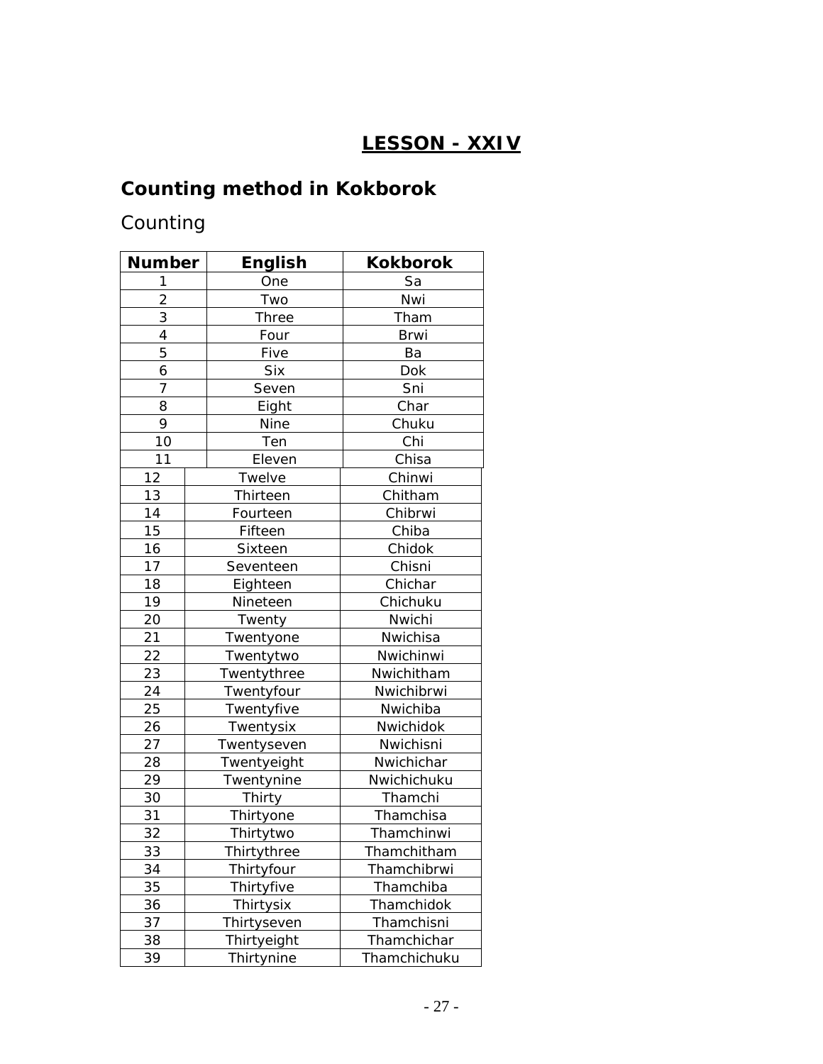## LESSON - XXIV

### Counting method in Kokborok

Counting

| Number | English | Kokborok |
|---|---|---|
| 1 | One | Sa |
| 2 | Two | Nwi |
| 3 | Three | Tham |
| 4 | Four | Brwi |
| 5 | Five | Ba |
| 6 | Six | Dok |
| 7 | Seven | Sni |
| 8 | Eight | Char |
| 9 | Nine | Chuku |
| 10 | Ten | Chi |
| 11 | Eleven | Chisa |
| 12 | Twelve | Chinwi |
| 13 | Thirteen | Chitham |
| 14 | Fourteen | Chibrwi |
| 15 | Fifteen | Chiba |
| 16 | Sixteen | Chidok |
| 17 | Seventeen | Chisni |
| 18 | Eighteen | Chichar |
| 19 | Nineteen | Chichuku |
| 20 | Twenty | Nwichi |
| 21 | Twentyone | Nwichisa |
| 22 | Twentytwo | Nwichinwi |
| 23 | Twentythree | Nwichitham |
| 24 | Twentyfour | Nwichibrwi |
| 25 | Twentyfive | Nwichiba |
| 26 | Twentysix | Nwichidok |
| 27 | Twentyseven | Nwichisni |
| 28 | Twentyeight | Nwichichar |
| 29 | Twentynine | Nwichichuku |
| 30 | Thirty | Thamchi |
| 31 | Thirtyone | Thamchisa |
| 32 | Thirtytwo | Thamchinwi |
| 33 | Thirtythree | Thamchitham |
| 34 | Thirtyfour | Thamchibrwi |
| 35 | Thirtyfive | Thamchiba |
| 36 | Thirtysix | Thamchidok |
| 37 | Thirtyseven | Thamchisni |
| 38 | Thirtyeight | Thamchichar |
| 39 | Thirtynine | Thamchichuku |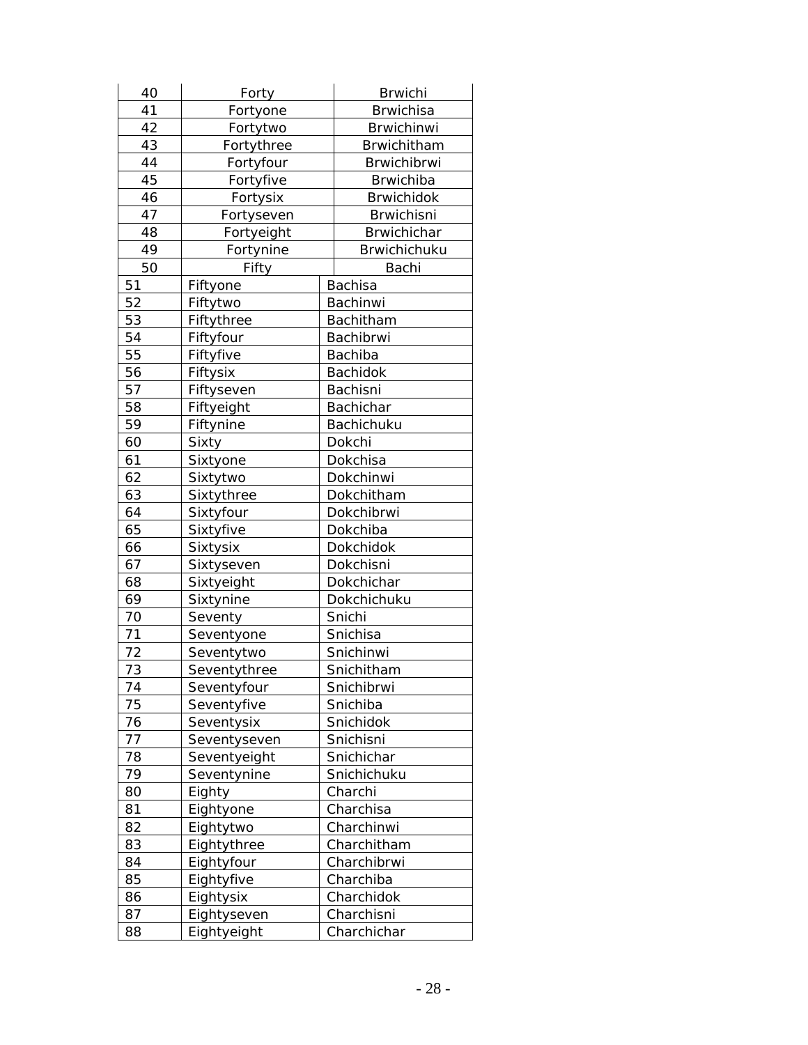| 40 | Forty | Brwichi |
|---|---|---|
| 41 | Fortyone | Brwichisa |
| 42 | Fortytwo | Brwichinwi |
| 43 | Fortythree | Brwichitham |
| 44 | Fortyfour | Brwichibrwi |
| 45 | Fortyfive | Brwichiba |
| 46 | Fortysix | Brwichidok |
| 47 | Fortyseven | Brwichisni |
| 48 | Fortyeight | Brwichichar |
| 49 | Fortynine | Brwichichuku |
| 50 | Fifty | Bachi |
| 51 | Fiftyone | Bachisa |
| 52 | Fiftytwo | Bachinwi |
| 53 | Fiftythree | Bachitham |
| 54 | Fiftyfour | Bachibrwi |
| 55 | Fiftyfive | Bachiba |
| 56 | Fiftysix | Bachidok |
| 57 | Fiftyseven | Bachisni |
| 58 | Fiftyeight | Bachichar |
| 59 | Fiftynine | Bachichuku |
| 60 | Sixty | Dokchi |
| 61 | Sixtyone | Dokchisa |
| 62 | Sixtytwo | Dokchinwi |
| 63 | Sixtythree | Dokchitham |
| 64 | Sixtyfour | Dokchibrwi |
| 65 | Sixtyfive | Dokchiba |
| 66 | Sixtysix | Dokchidok |
| 67 | Sixtyseven | Dokchisni |
| 68 | Sixtyeight | Dokchichar |
| 69 | Sixtynine | Dokchichuku |
| 70 | Seventy | Snichi |
| 71 | Seventyone | Snichisa |
| 72 | Seventytwo | Snichinwi |
| 73 | Seventythree | Snichitham |
| 74 | Seventyfour | Snichibrwi |
| 75 | Seventyfive | Snichiba |
| 76 | Seventysix | Snichidok |
| 77 | Seventyseven | Snichisni |
| 78 | Seventyeight | Snichichar |
| 79 | Seventynine | Snichichuku |
| 80 | Eighty | Charchi |
| 81 | Eightyone | Charchisa |
| 82 | Eightytwo | Charchinwi |
| 83 | Eightythree | Charchitham |
| 84 | Eightyfour | Charchibrwi |
| 85 | Eightyfive | Charchiba |
| 86 | Eightysix | Charchidok |
| 87 | Eightyseven | Charchisni |
| 88 | Eightyeight | Charchichar |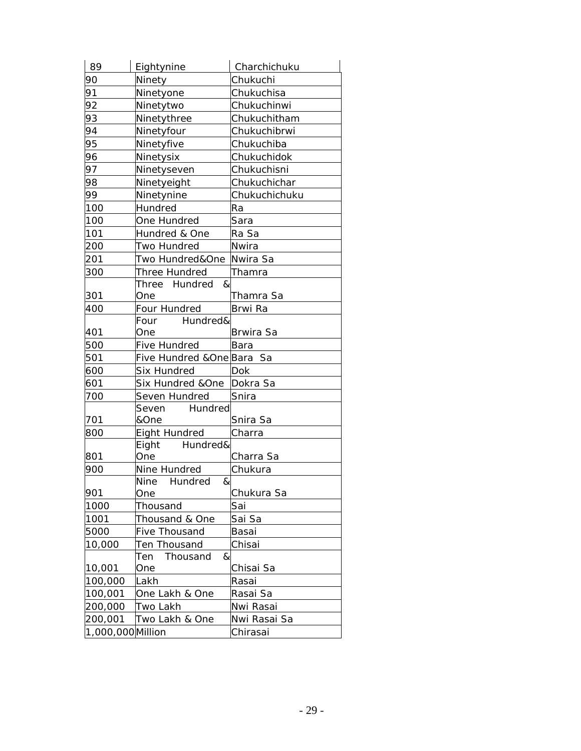| 89 | Eightynine | Charchichuku |
|---|---|---|
| 90 | Ninety | Chukuchi |
| 91 | Ninetyone | Chukuchisa |
| 92 | Ninetytwo | Chukuchinwi |
| 93 | Ninetythree | Chukuchitham |
| 94 | Ninetyfour | Chukuchibrwi |
| 95 | Ninetyfive | Chukuchiba |
| 96 | Ninetysix | Chukuchidok |
| 97 | Ninetyseven | Chukuchisni |
| 98 | Ninetyeight | Chukuchichar |
| 99 | Ninetynine | Chukuchichuku |
| 100 | Hundred | Ra |
| 100 | One Hundred | Sara |
| 101 | Hundred & One | Ra Sa |
| 200 | Two Hundred | Nwira |
| 201 | Two Hundred&One | Nwira Sa |
| 300 | Three Hundred | Thamra |
| 301 | Three Hundred & One | Thamra Sa |
| 400 | Four Hundred | Brwi Ra |
| 401 | Four Hundred& One | Brwira Sa |
| 500 | Five Hundred | Bara |
| 501 | Five Hundred &One | Bara Sa |
| 600 | Six Hundred | Dok |
| 601 | Six Hundred &One | Dokra Sa |
| 700 | Seven Hundred | Snira |
| 701 | Seven Hundred &One | Snira Sa |
| 800 | Eight Hundred | Charra |
| 801 | Eight Hundred& One | Charra Sa |
| 900 | Nine Hundred | Chukura |
| 901 | Nine Hundred & One | Chukura Sa |
| 1000 | Thousand | Sai |
| 1001 | Thousand & One | Sai Sa |
| 5000 | Five Thousand | Basai |
| 10,000 | Ten Thousand | Chisai |
| 10,001 | Ten Thousand & One | Chisai Sa |
| 100,000 | Lakh | Rasai |
| 100,001 | One Lakh & One | Rasai Sa |
| 200,000 | Two Lakh | Nwi Rasai |
| 200,001 | Two Lakh & One | Nwi Rasai Sa |
| 1,000,000 | Million | Chirasai |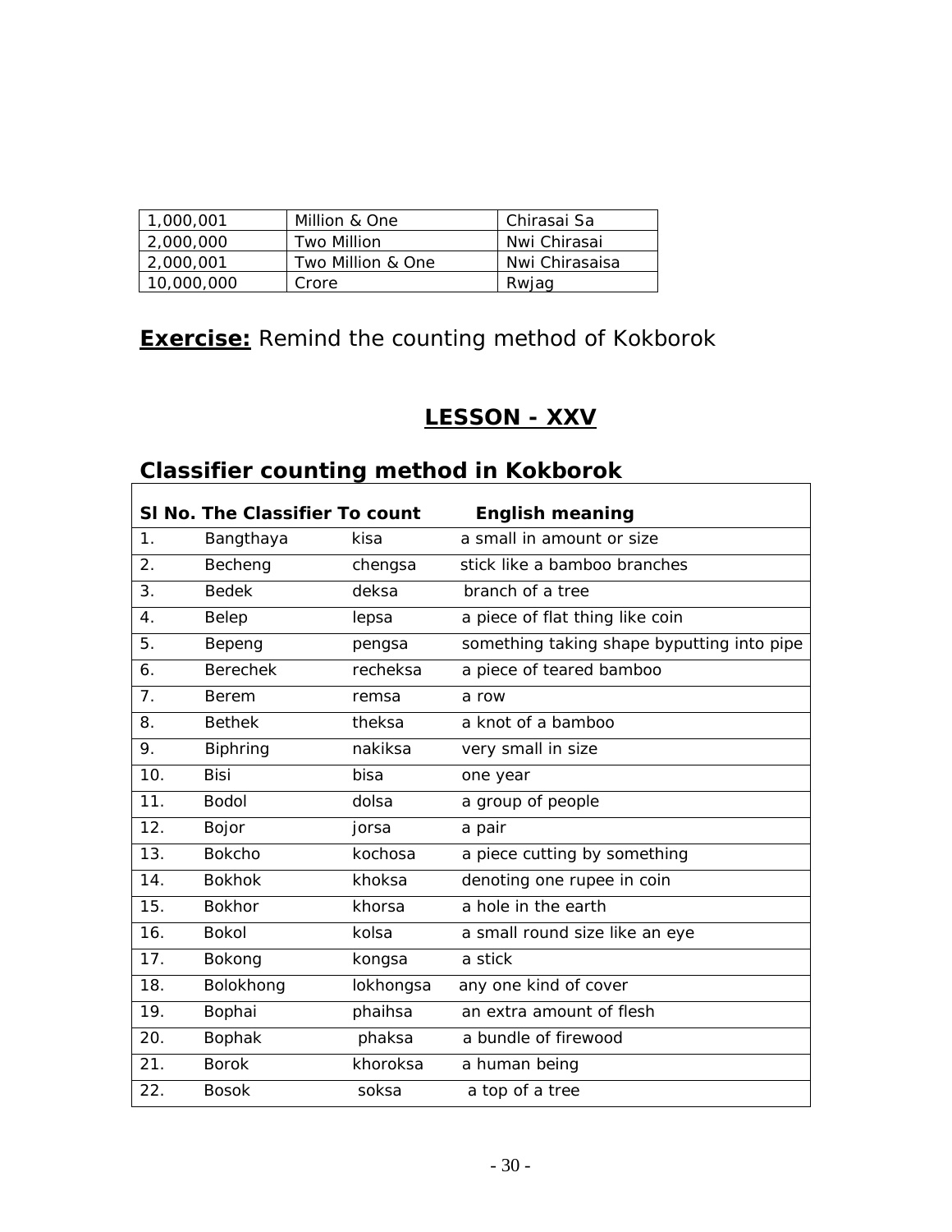| 1,000,001 | Million & One | Chirasai Sa |
|---|---|---|
| 2,000,000 | Two Million | Nwi Chirasai |
| 2,000,001 | Two Million & One | Nwi Chirasaisa |
| 10,000,000 | Crore | Rwjag |

## **Exercise:** Remind the counting method of Kokborok

# LESSON - XXV

## Classifier counting method in Kokborok

| Sl No. | The Classifier | To count | English meaning |
|---|---|---|---|
| 1. | Bangthaya | kisa | a small in amount or size |
| 2. | Becheng | chengsa | stick like a bamboo branches |
| 3. | Bedek | deksa | branch of a tree |
| 4. | Belep | lepsa | a piece of flat thing like coin |
| 5. | Bepeng | pengsa | something taking shape byputting into pipe |
| 6. | Berechek | recheksa | a piece of teared bamboo |
| 7. | Berem | remsa | a row |
| 8. | Bethek | theksa | a knot of a bamboo |
| 9. | Biphring | nakiksa | very small in size |
| 10. | Bisi | bisa | one year |
| 11. | Bodol | dolsa | a group of people |
| 12. | Bojor | jorsa | a pair |
| 13. | Bokcho | kochosa | a piece cutting by something |
| 14. | Bokhok | khoksa | denoting one rupee in coin |
| 15. | Bokhor | khorsa | a hole in the earth |
| 16. | Bokol | kolsa | a small round size like an eye |
| 17. | Bokong | kongsa | a stick |
| 18. | Bolokhong | lokhongsa | any one kind of cover |
| 19. | Bophai | phaihsa | an extra amount of flesh |
| 20. | Bophak | phaksa | a bundle of firewood |
| 21. | Borok | khoroksa | a human being |
| 22. | Bosok | soksa | a top of a tree |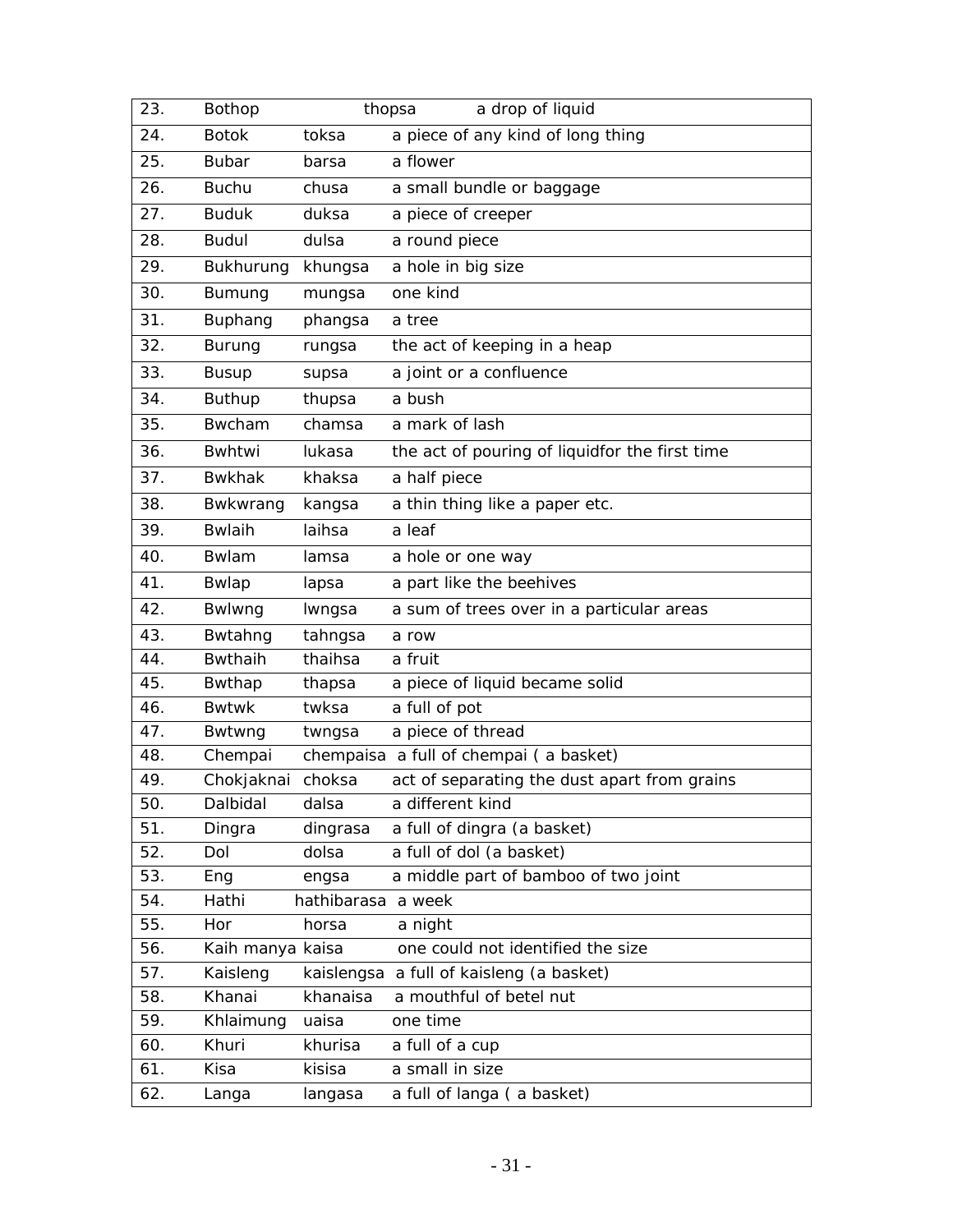| 23. | Bothop | thopsa | a drop of liquid |
|---|---|---|---|
| 24. | Botok | toksa | a piece of any kind of long thing |
| 25. | Bubar | barsa | a flower |
| 26. | Buchu | chusa | a small bundle or baggage |
| 27. | Buduk | duksa | a piece of creeper |
| 28. | Budul | dulsa | a round piece |
| 29. | Bukhurung | khungsa | a hole in big size |
| 30. | Bumung | mungsa | one kind |
| 31. | Buphang | phangsa | a tree |
| 32. | Burung | rungsa | the act of keeping in a heap |
| 33. | Busup | supsa | a joint or a confluence |
| 34. | Buthup | thupsa | a bush |
| 35. | Bwcham | chamsa | a mark of lash |
| 36. | Bwhtwi | lukasa | the act of pouring of liquidfor the first time |
| 37. | Bwkhak | khaksa | a half piece |
| 38. | Bwkwrang | kangsa | a thin thing like a paper etc. |
| 39. | Bwlaih | laihsa | a leaf |
| 40. | Bwlam | lamsa | a hole or one way |
| 41. | Bwlap | lapsa | a part like the beehives |
| 42. | Bwlwng | lwngsa | a sum of trees over in a particular areas |
| 43. | Bwtahng | tahngsa | a row |
| 44. | Bwthaih | thaihsa | a fruit |
| 45. | Bwthap | thapsa | a piece of liquid became solid |
| 46. | Bwtwk | twksa | a full of pot |
| 47. | Bwtwng | twngsa | a piece of thread |
| 48. | Chempai | chempaisa | a full of chempai ( a basket) |
| 49. | Chokjaknai | choksa | act of separating the dust apart from grains |
| 50. | Dalbidal | dalsa | a different kind |
| 51. | Dingra | dingrasa | a full of dingra (a basket) |
| 52. | Dol | dolsa | a full of dol (a basket) |
| 53. | Eng | engsa | a middle part of bamboo of two joint |
| 54. | Hathi | hathibarasa | a week |
| 55. | Hor | horsa | a night |
| 56. | Kaih manya | kaisa | one could not identified the size |
| 57. | Kaisleng | kaislengsa | a full of kaisleng (a basket) |
| 58. | Khanai | khanaisa | a mouthful of betel nut |
| 59. | Khlaimung | uaisa | one time |
| 60. | Khuri | khurisa | a full of a cup |
| 61. | Kisa | kisisa | a small in size |
| 62. | Langa | langasa | a full of langa ( a basket) |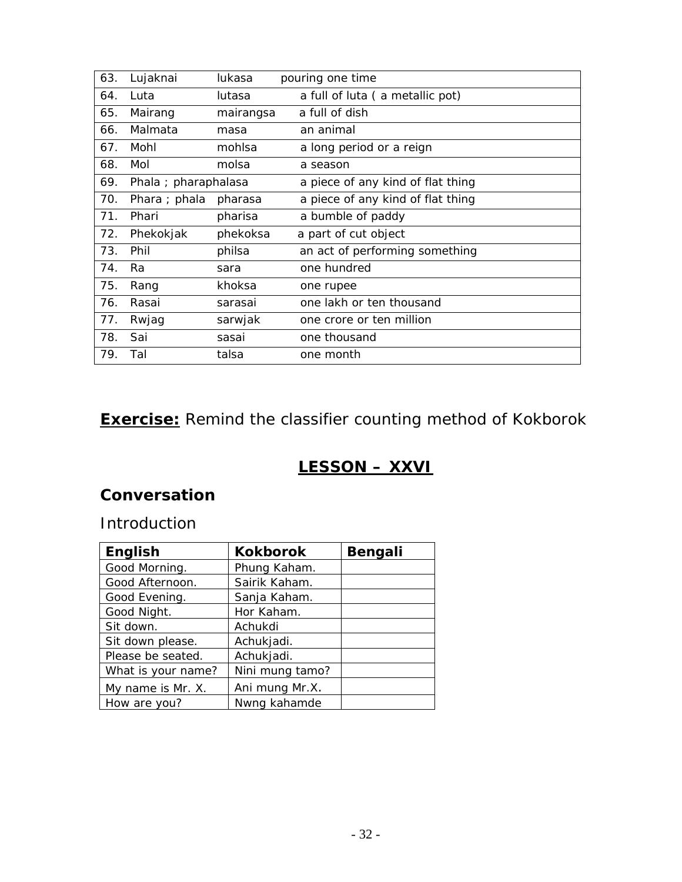| | | | |
|---|---|---|---|
| 63. | Lujaknai | lukasa | pouring one time |
| 64. | Luta | lutasa | a full of luta ( a metallic pot) |
| 65. | Mairang | mairangsa | a full of dish |
| 66. | Malmata | masa | an animal |
| 67. | Mohl | mohlsa | a long period or a reign |
| 68. | Mol | molsa | a season |
| 69. | Phala ; pharaphalasa | | a piece of any kind of flat thing |
| 70. | Phara ; phala | pharasa | a piece of any kind of flat thing |
| 71. | Phari | pharisa | a bumble of paddy |
| 72. | Phekokjak | phekoksa | a part of cut object |
| 73. | Phil | philsa | an act of performing something |
| 74. | Ra | sara | one hundred |
| 75. | Rang | khoksa | one rupee |
| 76. | Rasai | sarasai | one lakh or ten thousand |
| 77. | Rwjag | sarwjak | one crore or ten million |
| 78. | Sai | sasai | one thousand |
| 79. | Tal | talsa | one month |

**Exercise:** Remind the classifier counting method of Kokborok

## LESSON – XXVI

### Conversation

Introduction

| English | Kokborok | Bengali |
|---|---|---|
| Good Morning. | Phung Kaham. | |
| Good Afternoon. | Sairik Kaham. | |
| Good Evening. | Sanja Kaham. | |
| Good Night. | Hor Kaham. | |
| Sit down. | Achukdi | |
| Sit down please. | Achukjadi. | |
| Please be seated. | Achukjadi. | |
| What is your name? | Nini mung tamo? | |
| My name is Mr. X. | Ani mung Mr.X. | |
| How are you? | Nwng kahamde | |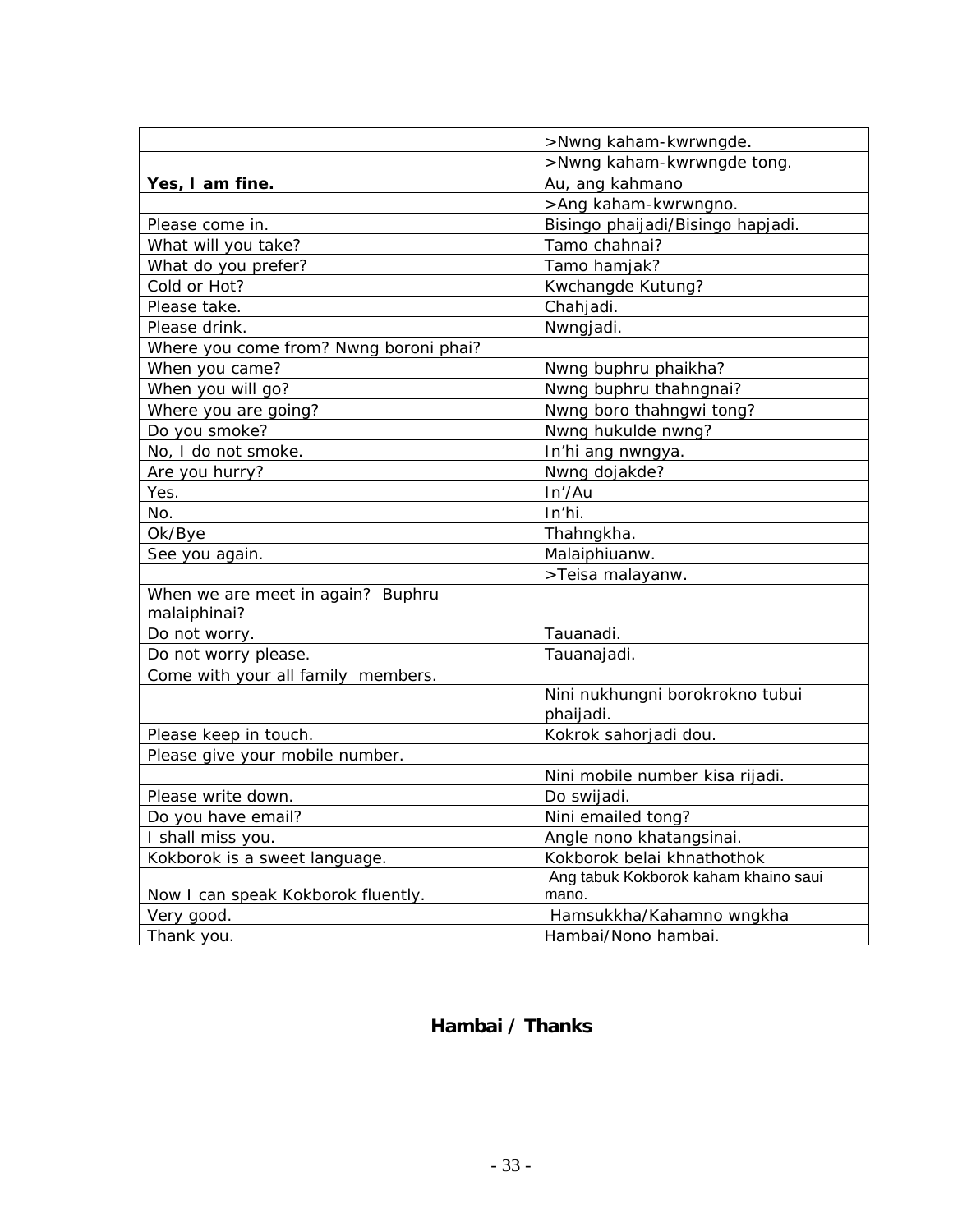| | |
|---|---|
| | >Nwng kaham-kwrwngde. |
| | >Nwng kaham-kwrwngde tong. |
| **Yes, I am fine.** | Au, ang kahmano |
| | >Ang kaham-kwrwngno. |
| Please come in. | Bisingo phaijadi/Bisingo hapjadi. |
| What will you take? | Tamo chahnai? |
| What do you prefer? | Tamo hamjak? |
| Cold or Hot? | Kwchangde Kutung? |
| Please take. | Chahjadi. |
| Please drink. | Nwngjadi. |
| Where you come from? Nwng boroni phai? | |
| When you came? | Nwng buphru phaikha? |
| When you will go? | Nwng buphru thahngnai? |
| Where you are going? | Nwng boro thahngwi tong? |
| Do you smoke? | Nwng hukulde nwng? |
| No, I do not smoke. | In'hi ang nwngya. |
| Are you hurry? | Nwng dojakde? |
| Yes. | In'/Au |
| No. | In'hi. |
| Ok/Bye | Thahngkha. |
| See you again. | Malaiphiuanw. |
| | >Teisa malayanw. |
| When we are meet in again? Buphru malaiphinai? | |
| Do not worry. | Tauanadi. |
| Do not worry please. | Tauanajadi. |
| Come with your all family members. | |
| | Nini nukhungni borokrokno tubui phaijadi. |
| Please keep in touch. | Kokrok sahorjadi dou. |
| Please give your mobile number. | |
| | Nini mobile number kisa rijadi. |
| Please write down. | Do swijadi. |
| Do you have email? | Nini emailed tong? |
| I shall miss you. | Angle nono khatangsinai. |
| Kokborok is a sweet language. | Kokborok belai khnathothok |
| Now I can speak Kokborok fluently. | Ang tabuk Kokborok kaham khaino saui mano. |
| Very good. | Hamsukkha/Kahamno wngkha |
| Thank you. | Hambai/Nono hambai. |

**Hambai / Thanks**